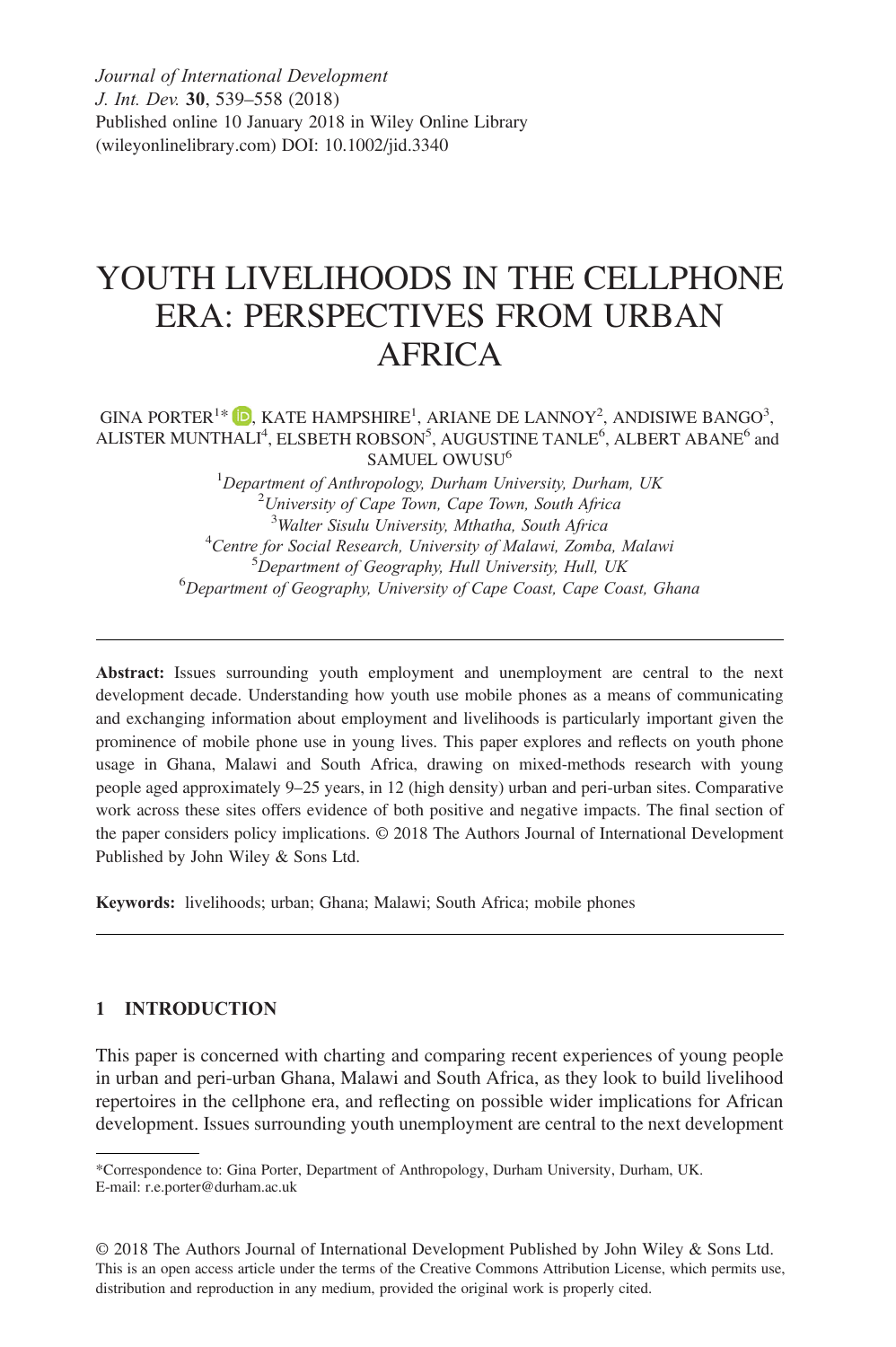*Journal of International Development*
*J. Int. Dev.* **30**, 539–558 (2018)
Published online 10 January 2018 in Wiley Online Library
(wileyonlinelibrary.com) DOI: 10.1002/jid.3340

# YOUTH LIVELIHOODS IN THE CELLPHONE ERA: PERSPECTIVES FROM URBAN AFRICA

GINA PORTER[1]*, KATE HAMPSHIRE[1], ARIANE DE LANNOY[2], ANDISIWE BANGO[3], ALISTER MUNTHALI[4], ELSBETH ROBSON[5], AUGUSTINE TANLE[6], ALBERT ABANE[6] and SAMUEL OWUSU[6]

[1]*Department of Anthropology, Durham University, Durham, UK*
[2]*University of Cape Town, Cape Town, South Africa*
[3]*Walter Sisulu University, Mthatha, South Africa*
[4]*Centre for Social Research, University of Malawi, Zomba, Malawi*
[5]*Department of Geography, Hull University, Hull, UK*
[6]*Department of Geography, University of Cape Coast, Cape Coast, Ghana*

---

**Abstract:** Issues surrounding youth employment and unemployment are central to the next development decade. Understanding how youth use mobile phones as a means of communicating and exchanging information about employment and livelihoods is particularly important given the prominence of mobile phone use in young lives. This paper explores and reflects on youth phone usage in Ghana, Malawi and South Africa, drawing on mixed-methods research with young people aged approximately 9–25 years, in 12 (high density) urban and peri-urban sites. Comparative work across these sites offers evidence of both positive and negative impacts. The final section of the paper considers policy implications. © 2018 The Authors Journal of International Development Published by John Wiley & Sons Ltd.

**Keywords:** livelihoods; urban; Ghana; Malawi; South Africa; mobile phones

---

## 1 INTRODUCTION

This paper is concerned with charting and comparing recent experiences of young people in urban and peri-urban Ghana, Malawi and South Africa, as they look to build livelihood repertoires in the cellphone era, and reflecting on possible wider implications for African development. Issues surrounding youth unemployment are central to the next development

---

*Correspondence to: Gina Porter, Department of Anthropology, Durham University, Durham, UK.
E-mail: r.e.porter@durham.ac.uk

© 2018 The Authors Journal of International Development Published by John Wiley & Sons Ltd.
This is an open access article under the terms of the Creative Commons Attribution License, which permits use, distribution and reproduction in any medium, provided the original work is properly cited.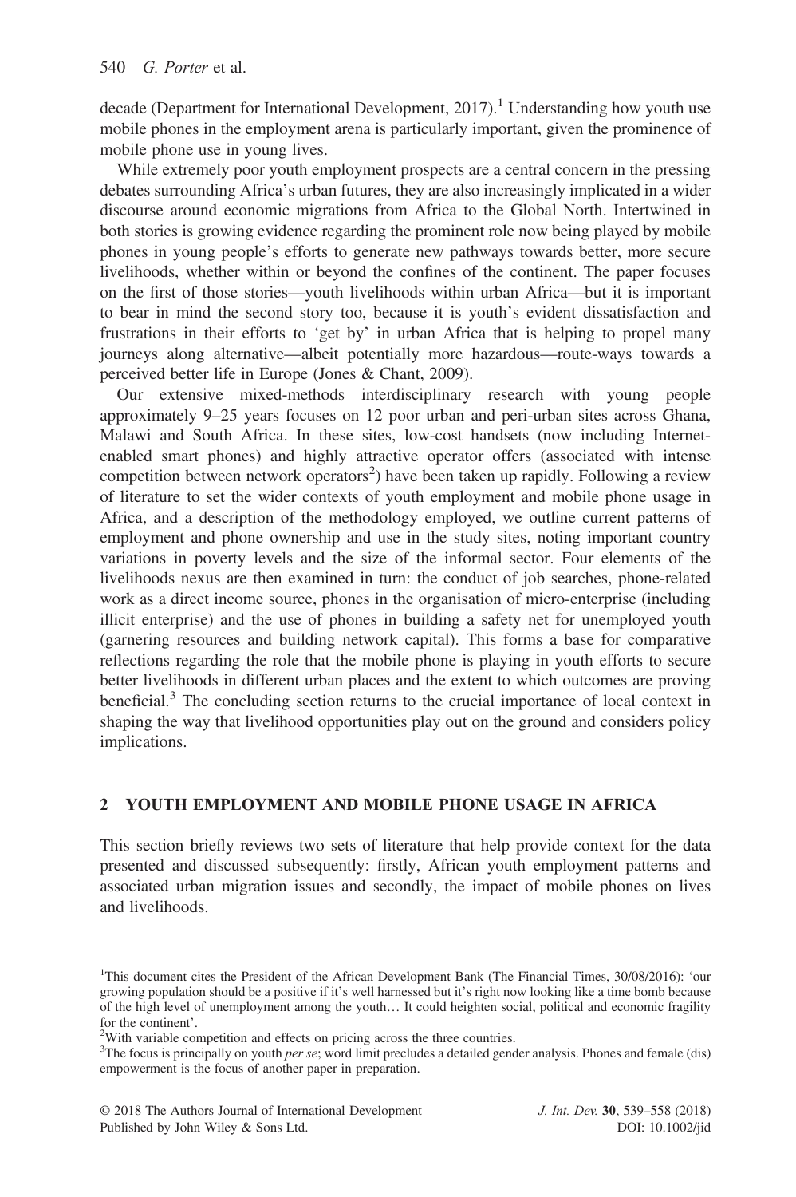decade (Department for International Development, 2017).[1] Understanding how youth use mobile phones in the employment arena is particularly important, given the prominence of mobile phone use in young lives.

While extremely poor youth employment prospects are a central concern in the pressing debates surrounding Africa's urban futures, they are also increasingly implicated in a wider discourse around economic migrations from Africa to the Global North. Intertwined in both stories is growing evidence regarding the prominent role now being played by mobile phones in young people's efforts to generate new pathways towards better, more secure livelihoods, whether within or beyond the confines of the continent. The paper focuses on the first of those stories—youth livelihoods within urban Africa—but it is important to bear in mind the second story too, because it is youth's evident dissatisfaction and frustrations in their efforts to 'get by' in urban Africa that is helping to propel many journeys along alternative—albeit potentially more hazardous—route-ways towards a perceived better life in Europe (Jones & Chant, 2009).

Our extensive mixed-methods interdisciplinary research with young people approximately 9–25 years focuses on 12 poor urban and peri-urban sites across Ghana, Malawi and South Africa. In these sites, low-cost handsets (now including Internet-enabled smart phones) and highly attractive operator offers (associated with intense competition between network operators[2]) have been taken up rapidly. Following a review of literature to set the wider contexts of youth employment and mobile phone usage in Africa, and a description of the methodology employed, we outline current patterns of employment and phone ownership and use in the study sites, noting important country variations in poverty levels and the size of the informal sector. Four elements of the livelihoods nexus are then examined in turn: the conduct of job searches, phone-related work as a direct income source, phones in the organisation of micro-enterprise (including illicit enterprise) and the use of phones in building a safety net for unemployed youth (garnering resources and building network capital). This forms a base for comparative reflections regarding the role that the mobile phone is playing in youth efforts to secure better livelihoods in different urban places and the extent to which outcomes are proving beneficial.[3] The concluding section returns to the crucial importance of local context in shaping the way that livelihood opportunities play out on the ground and considers policy implications.

## 2 YOUTH EMPLOYMENT AND MOBILE PHONE USAGE IN AFRICA

This section briefly reviews two sets of literature that help provide context for the data presented and discussed subsequently: firstly, African youth employment patterns and associated urban migration issues and secondly, the impact of mobile phones on lives and livelihoods.

---

[1] This document cites the President of the African Development Bank (The Financial Times, 30/08/2016): 'our growing population should be a positive if it's well harnessed but it's right now looking like a time bomb because of the high level of unemployment among the youth… It could heighten social, political and economic fragility for the continent'.

[2] With variable competition and effects on pricing across the three countries.

[3] The focus is principally on youth *per se*; word limit precludes a detailed gender analysis. Phones and female (dis) empowerment is the focus of another paper in preparation.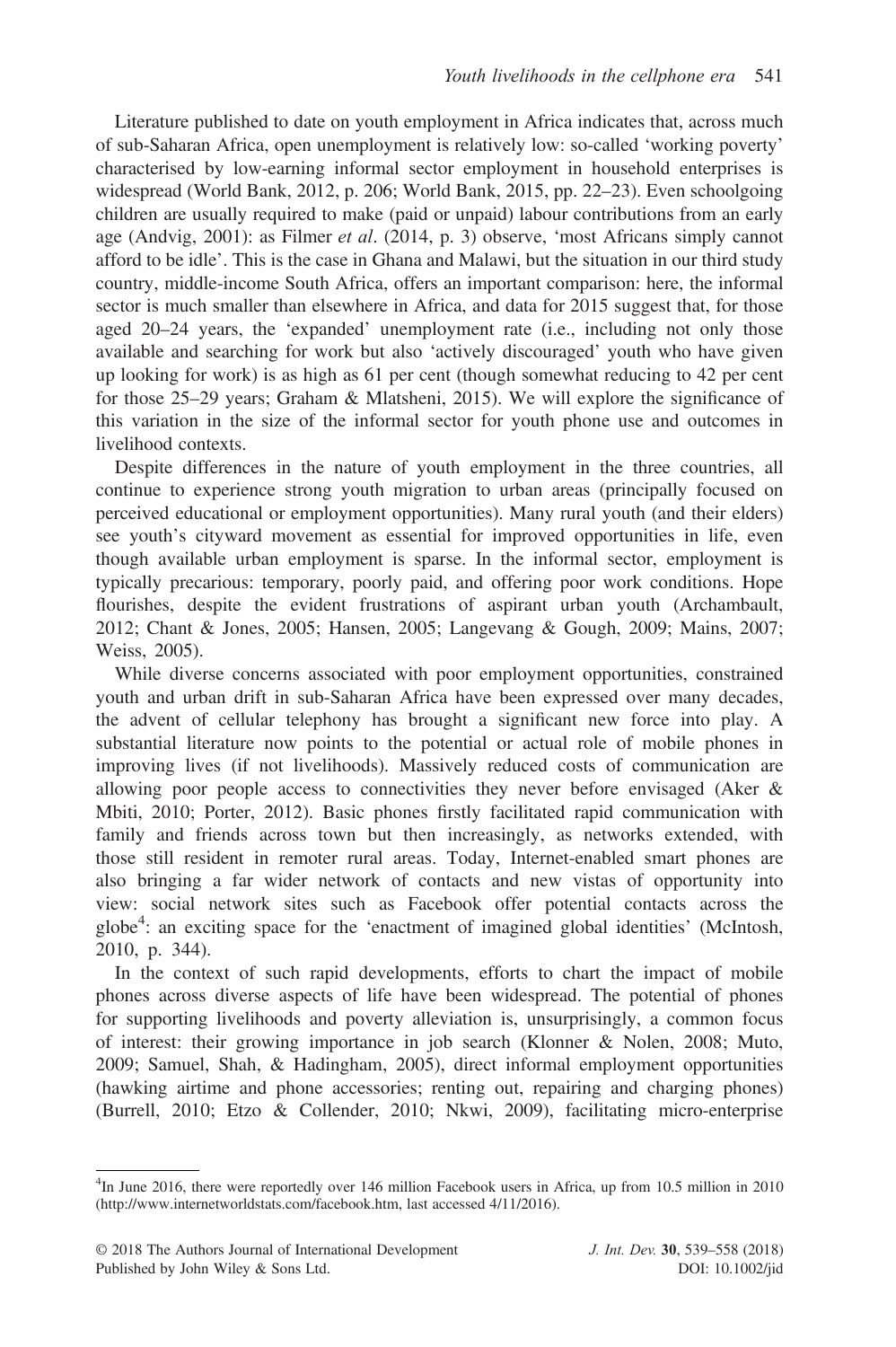Literature published to date on youth employment in Africa indicates that, across much of sub-Saharan Africa, open unemployment is relatively low: so-called 'working poverty' characterised by low-earning informal sector employment in household enterprises is widespread (World Bank, 2012, p. 206; World Bank, 2015, pp. 22–23). Even schoolgoing children are usually required to make (paid or unpaid) labour contributions from an early age (Andvig, 2001): as Filmer *et al*. (2014, p. 3) observe, 'most Africans simply cannot afford to be idle'. This is the case in Ghana and Malawi, but the situation in our third study country, middle-income South Africa, offers an important comparison: here, the informal sector is much smaller than elsewhere in Africa, and data for 2015 suggest that, for those aged 20–24 years, the 'expanded' unemployment rate (i.e., including not only those available and searching for work but also 'actively discouraged' youth who have given up looking for work) is as high as 61 per cent (though somewhat reducing to 42 per cent for those 25–29 years; Graham & Mlatsheni, 2015). We will explore the significance of this variation in the size of the informal sector for youth phone use and outcomes in livelihood contexts.

Despite differences in the nature of youth employment in the three countries, all continue to experience strong youth migration to urban areas (principally focused on perceived educational or employment opportunities). Many rural youth (and their elders) see youth's cityward movement as essential for improved opportunities in life, even though available urban employment is sparse. In the informal sector, employment is typically precarious: temporary, poorly paid, and offering poor work conditions. Hope flourishes, despite the evident frustrations of aspirant urban youth (Archambault, 2012; Chant & Jones, 2005; Hansen, 2005; Langevang & Gough, 2009; Mains, 2007; Weiss, 2005).

While diverse concerns associated with poor employment opportunities, constrained youth and urban drift in sub-Saharan Africa have been expressed over many decades, the advent of cellular telephony has brought a significant new force into play. A substantial literature now points to the potential or actual role of mobile phones in improving lives (if not livelihoods). Massively reduced costs of communication are allowing poor people access to connectivities they never before envisaged (Aker & Mbiti, 2010; Porter, 2012). Basic phones firstly facilitated rapid communication with family and friends across town but then increasingly, as networks extended, with those still resident in remoter rural areas. Today, Internet-enabled smart phones are also bringing a far wider network of contacts and new vistas of opportunity into view: social network sites such as Facebook offer potential contacts across the globe[4]: an exciting space for the 'enactment of imagined global identities' (McIntosh, 2010, p. 344).

In the context of such rapid developments, efforts to chart the impact of mobile phones across diverse aspects of life have been widespread. The potential of phones for supporting livelihoods and poverty alleviation is, unsurprisingly, a common focus of interest: their growing importance in job search (Klonner & Nolen, 2008; Muto, 2009; Samuel, Shah, & Hadingham, 2005), direct informal employment opportunities (hawking airtime and phone accessories; renting out, repairing and charging phones) (Burrell, 2010; Etzo & Collender, 2010; Nkwi, 2009), facilitating micro-enterprise

[4]In June 2016, there were reportedly over 146 million Facebook users in Africa, up from 10.5 million in 2010 (http://www.internetworldstats.com/facebook.htm, last accessed 4/11/2016).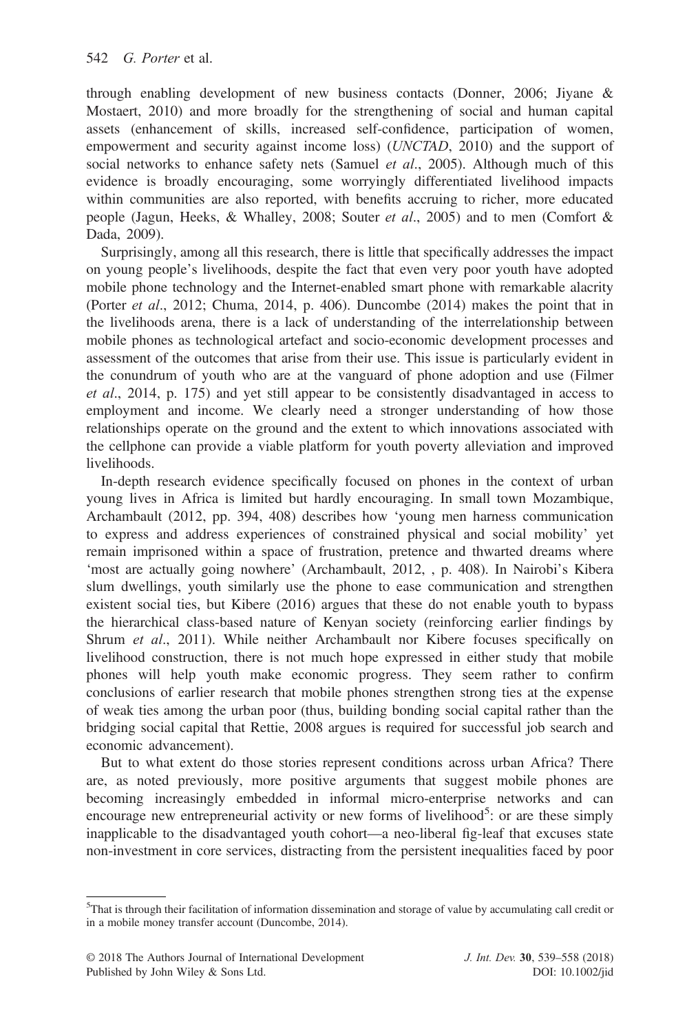through enabling development of new business contacts (Donner, 2006; Jiyane & Mostaert, 2010) and more broadly for the strengthening of social and human capital assets (enhancement of skills, increased self-confidence, participation of women, empowerment and security against income loss) (*UNCTAD*, 2010) and the support of social networks to enhance safety nets (Samuel *et al*., 2005). Although much of this evidence is broadly encouraging, some worryingly differentiated livelihood impacts within communities are also reported, with benefits accruing to richer, more educated people (Jagun, Heeks, & Whalley, 2008; Souter *et al*., 2005) and to men (Comfort & Dada, 2009).

Surprisingly, among all this research, there is little that specifically addresses the impact on young people's livelihoods, despite the fact that even very poor youth have adopted mobile phone technology and the Internet-enabled smart phone with remarkable alacrity (Porter *et al*., 2012; Chuma, 2014, p. 406). Duncombe (2014) makes the point that in the livelihoods arena, there is a lack of understanding of the interrelationship between mobile phones as technological artefact and socio-economic development processes and assessment of the outcomes that arise from their use. This issue is particularly evident in the conundrum of youth who are at the vanguard of phone adoption and use (Filmer *et al*., 2014, p. 175) and yet still appear to be consistently disadvantaged in access to employment and income. We clearly need a stronger understanding of how those relationships operate on the ground and the extent to which innovations associated with the cellphone can provide a viable platform for youth poverty alleviation and improved livelihoods.

In-depth research evidence specifically focused on phones in the context of urban young lives in Africa is limited but hardly encouraging. In small town Mozambique, Archambault (2012, pp. 394, 408) describes how 'young men harness communication to express and address experiences of constrained physical and social mobility' yet remain imprisoned within a space of frustration, pretence and thwarted dreams where 'most are actually going nowhere' (Archambault, 2012, , p. 408). In Nairobi's Kibera slum dwellings, youth similarly use the phone to ease communication and strengthen existent social ties, but Kibere (2016) argues that these do not enable youth to bypass the hierarchical class-based nature of Kenyan society (reinforcing earlier findings by Shrum *et al*., 2011). While neither Archambault nor Kibere focuses specifically on livelihood construction, there is not much hope expressed in either study that mobile phones will help youth make economic progress. They seem rather to confirm conclusions of earlier research that mobile phones strengthen strong ties at the expense of weak ties among the urban poor (thus, building bonding social capital rather than the bridging social capital that Rettie, 2008 argues is required for successful job search and economic advancement).

But to what extent do those stories represent conditions across urban Africa? There are, as noted previously, more positive arguments that suggest mobile phones are becoming increasingly embedded in informal micro-enterprise networks and can encourage new entrepreneurial activity or new forms of livelihood[5]: or are these simply inapplicable to the disadvantaged youth cohort—a neo-liberal fig-leaf that excuses state non-investment in core services, distracting from the persistent inequalities faced by poor

[5]That is through their facilitation of information dissemination and storage of value by accumulating call credit or in a mobile money transfer account (Duncombe, 2014).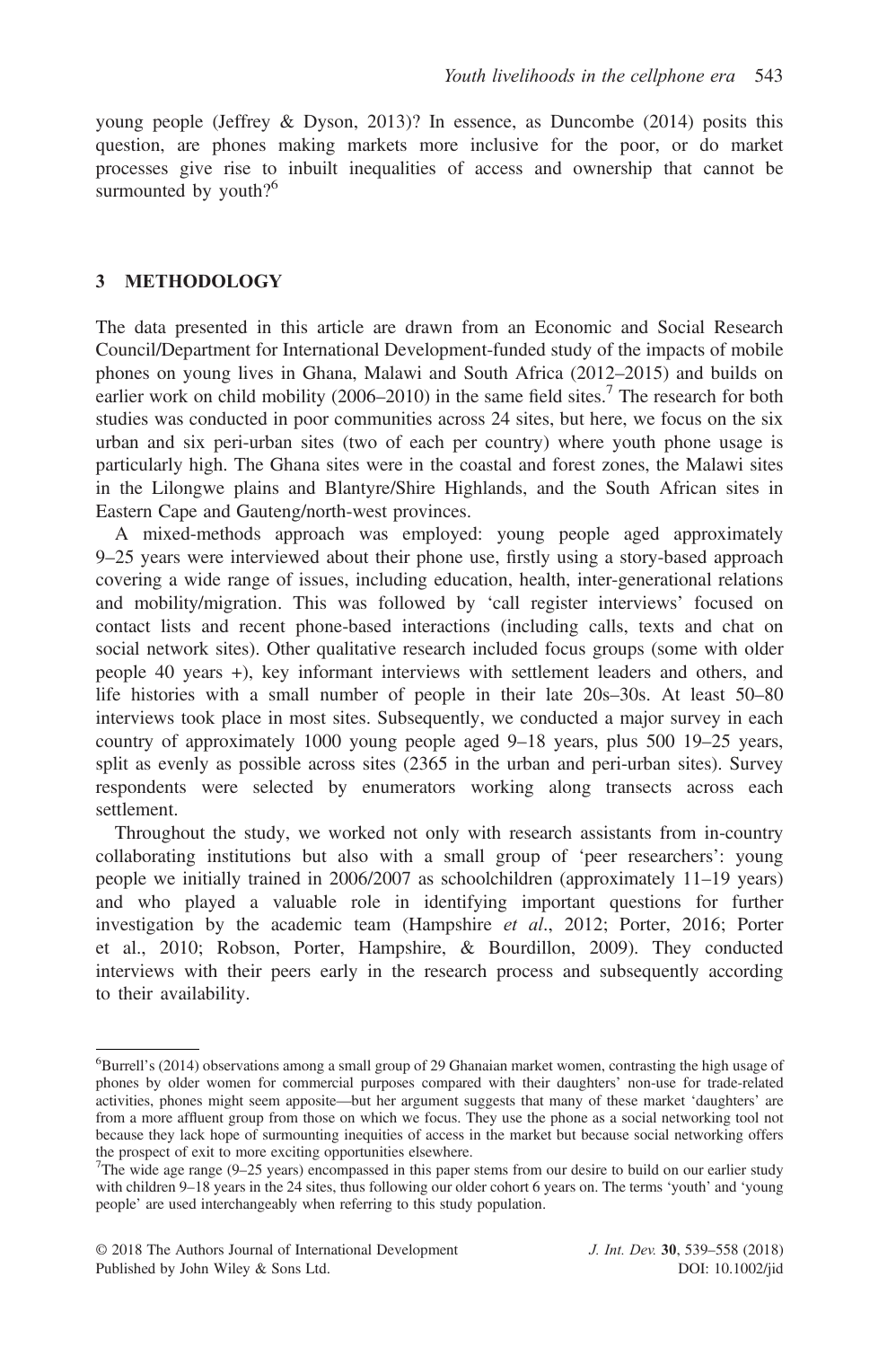young people (Jeffrey & Dyson, 2013)? In essence, as Duncombe (2014) posits this question, are phones making markets more inclusive for the poor, or do market processes give rise to inbuilt inequalities of access and ownership that cannot be surmounted by youth?[6]

## 3 METHODOLOGY

The data presented in this article are drawn from an Economic and Social Research Council/Department for International Development-funded study of the impacts of mobile phones on young lives in Ghana, Malawi and South Africa (2012–2015) and builds on earlier work on child mobility (2006–2010) in the same field sites.[7] The research for both studies was conducted in poor communities across 24 sites, but here, we focus on the six urban and six peri-urban sites (two of each per country) where youth phone usage is particularly high. The Ghana sites were in the coastal and forest zones, the Malawi sites in the Lilongwe plains and Blantyre/Shire Highlands, and the South African sites in Eastern Cape and Gauteng/north-west provinces.

A mixed-methods approach was employed: young people aged approximately 9–25 years were interviewed about their phone use, firstly using a story-based approach covering a wide range of issues, including education, health, inter-generational relations and mobility/migration. This was followed by 'call register interviews' focused on contact lists and recent phone-based interactions (including calls, texts and chat on social network sites). Other qualitative research included focus groups (some with older people 40 years +), key informant interviews with settlement leaders and others, and life histories with a small number of people in their late 20s–30s. At least 50–80 interviews took place in most sites. Subsequently, we conducted a major survey in each country of approximately 1000 young people aged 9–18 years, plus 500 19–25 years, split as evenly as possible across sites (2365 in the urban and peri-urban sites). Survey respondents were selected by enumerators working along transects across each settlement.

Throughout the study, we worked not only with research assistants from in-country collaborating institutions but also with a small group of 'peer researchers': young people we initially trained in 2006/2007 as schoolchildren (approximately 11–19 years) and who played a valuable role in identifying important questions for further investigation by the academic team (Hampshire *et al.*, 2012; Porter, 2016; Porter et al., 2010; Robson, Porter, Hampshire, & Bourdillon, 2009). They conducted interviews with their peers early in the research process and subsequently according to their availability.

---

[6]Burrell's (2014) observations among a small group of 29 Ghanaian market women, contrasting the high usage of phones by older women for commercial purposes compared with their daughters' non-use for trade-related activities, phones might seem apposite—but her argument suggests that many of these market 'daughters' are from a more affluent group from those on which we focus. They use the phone as a social networking tool not because they lack hope of surmounting inequities of access in the market but because social networking offers the prospect of exit to more exciting opportunities elsewhere.

[7]The wide age range (9–25 years) encompassed in this paper stems from our desire to build on our earlier study with children 9–18 years in the 24 sites, thus following our older cohort 6 years on. The terms 'youth' and 'young people' are used interchangeably when referring to this study population.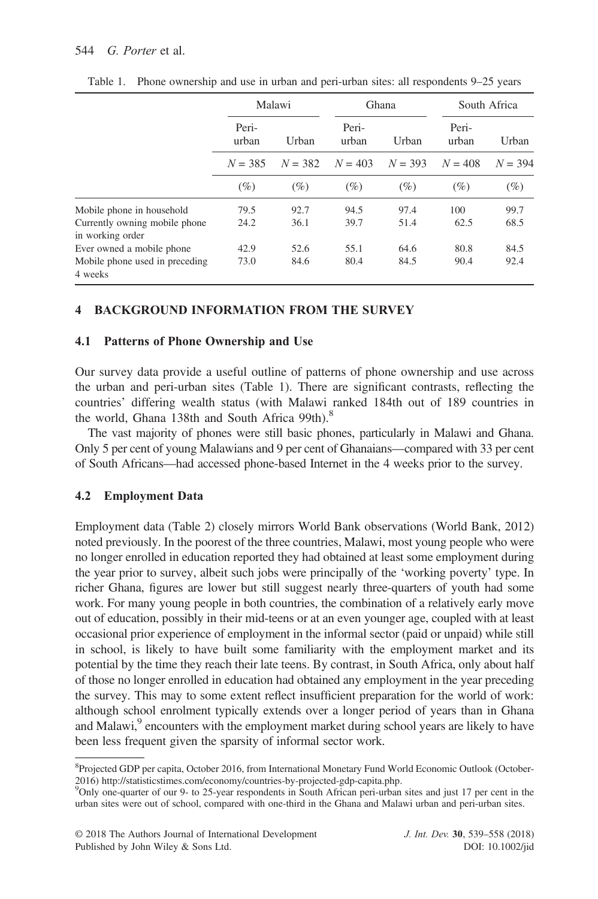Table 1. Phone ownership and use in urban and peri-urban sites: all respondents 9–25 years

| | Malawi | | Ghana | | South Africa | |
|---|---|---|---|---|---|---|
| | Peri-urban | Urban | Peri-urban | Urban | Peri-urban | Urban |
| | $N = 385$ | $N = 382$ | $N = 403$ | $N = 393$ | $N = 408$ | $N = 394$ |
| | (%) | (%) | (%) | (%) | (%) | (%) |
| Mobile phone in household | 79.5 | 92.7 | 94.5 | 97.4 | 100 | 99.7 |
| Currently owning mobile phone in working order | 24.2 | 36.1 | 39.7 | 51.4 | 62.5 | 68.5 |
| Ever owned a mobile phone | 42.9 | 52.6 | 55.1 | 64.6 | 80.8 | 84.5 |
| Mobile phone used in preceding 4 weeks | 73.0 | 84.6 | 80.4 | 84.5 | 90.4 | 92.4 |

## 4 BACKGROUND INFORMATION FROM THE SURVEY

### 4.1 Patterns of Phone Ownership and Use

Our survey data provide a useful outline of patterns of phone ownership and use across the urban and peri-urban sites (Table 1). There are significant contrasts, reflecting the countries' differing wealth status (with Malawi ranked 184th out of 189 countries in the world, Ghana 138th and South Africa 99th).[8]

The vast majority of phones were still basic phones, particularly in Malawi and Ghana. Only 5 per cent of young Malawians and 9 per cent of Ghanaians—compared with 33 per cent of South Africans—had accessed phone-based Internet in the 4 weeks prior to the survey.

### 4.2 Employment Data

Employment data (Table 2) closely mirrors World Bank observations (World Bank, 2012) noted previously. In the poorest of the three countries, Malawi, most young people who were no longer enrolled in education reported they had obtained at least some employment during the year prior to survey, albeit such jobs were principally of the 'working poverty' type. In richer Ghana, figures are lower but still suggest nearly three-quarters of youth had some work. For many young people in both countries, the combination of a relatively early move out of education, possibly in their mid-teens or at an even younger age, coupled with at least occasional prior experience of employment in the informal sector (paid or unpaid) while still in school, is likely to have built some familiarity with the employment market and its potential by the time they reach their late teens. By contrast, in South Africa, only about half of those no longer enrolled in education had obtained any employment in the year preceding the survey. This may to some extent reflect insufficient preparation for the world of work: although school enrolment typically extends over a longer period of years than in Ghana and Malawi,[9] encounters with the employment market during school years are likely to have been less frequent given the sparsity of informal sector work.

[8]Projected GDP per capita, October 2016, from International Monetary Fund World Economic Outlook (October-2016) http://statisticstimes.com/economy/countries-by-projected-gdp-capita.php.

[9]Only one-quarter of our 9- to 25-year respondents in South African peri-urban sites and just 17 per cent in the urban sites were out of school, compared with one-third in the Ghana and Malawi urban and peri-urban sites.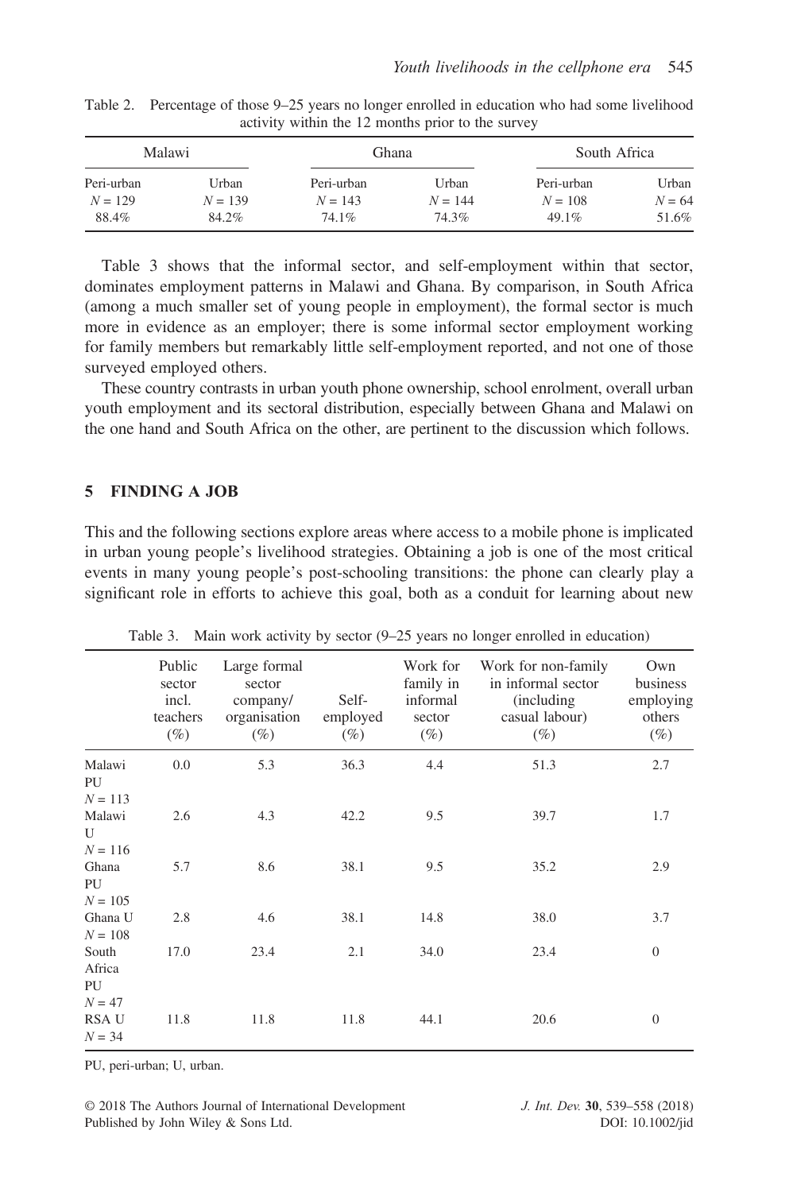Table 2. Percentage of those 9–25 years no longer enrolled in education who had some livelihood activity within the 12 months prior to the survey

| Malawi | | Ghana | | South Africa | |
|---|---|---|---|---|---|
| Peri-urban | Urban | Peri-urban | Urban | Peri-urban | Urban |
| $N = 129$ | $N = 139$ | $N = 143$ | $N = 144$ | $N = 108$ | $N = 64$ |
| 88.4% | 84.2% | 74.1% | 74.3% | 49.1% | 51.6% |

Table 3 shows that the informal sector, and self-employment within that sector, dominates employment patterns in Malawi and Ghana. By comparison, in South Africa (among a much smaller set of young people in employment), the formal sector is much more in evidence as an employer; there is some informal sector employment working for family members but remarkably little self-employment reported, and not one of those surveyed employed others.

These country contrasts in urban youth phone ownership, school enrolment, overall urban youth employment and its sectoral distribution, especially between Ghana and Malawi on the one hand and South Africa on the other, are pertinent to the discussion which follows.

## 5 FINDING A JOB

This and the following sections explore areas where access to a mobile phone is implicated in urban young people's livelihood strategies. Obtaining a job is one of the most critical events in many young people's post-schooling transitions: the phone can clearly play a significant role in efforts to achieve this goal, both as a conduit for learning about new

Table 3. Main work activity by sector (9–25 years no longer enrolled in education)

| | Public sector incl. teachers (%) | Large formal sector company/ organisation (%) | Self-employed (%) | Work for family in informal sector (%) | Work for non-family in informal sector (including casual labour) (%) | Own business employing others (%) |
|---|---|---|---|---|---|---|
| Malawi PU $N = 113$ | 0.0 | 5.3 | 36.3 | 4.4 | 51.3 | 2.7 |
| Malawi U $N = 116$ | 2.6 | 4.3 | 42.2 | 9.5 | 39.7 | 1.7 |
| Ghana PU $N = 105$ | 5.7 | 8.6 | 38.1 | 9.5 | 35.2 | 2.9 |
| Ghana U $N = 108$ | 2.8 | 4.6 | 38.1 | 14.8 | 38.0 | 3.7 |
| South Africa PU $N = 47$ | 17.0 | 23.4 | 2.1 | 34.0 | 23.4 | 0 |
| RSA U $N = 34$ | 11.8 | 11.8 | 11.8 | 44.1 | 20.6 | 0 |

PU, peri-urban; U, urban.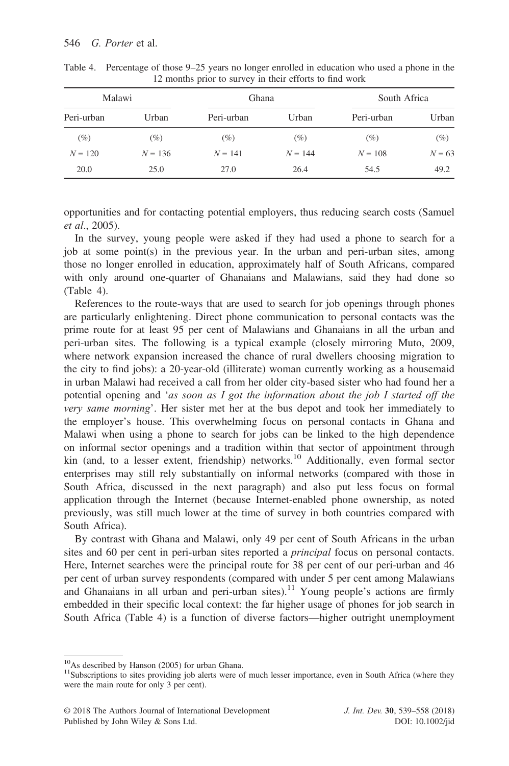Table 4. Percentage of those 9–25 years no longer enrolled in education who used a phone in the 12 months prior to survey in their efforts to find work

| Malawi | | Ghana | | South Africa | |
|---|---|---|---|---|---|
| Peri-urban | Urban | Peri-urban | Urban | Peri-urban | Urban |
| (%) | (%) | (%) | (%) | (%) | (%) |
| $N = 120$ | $N = 136$ | $N = 141$ | $N = 144$ | $N = 108$ | $N = 63$ |
| 20.0 | 25.0 | 27.0 | 26.4 | 54.5 | 49.2 |

opportunities and for contacting potential employers, thus reducing search costs (Samuel *et al*., 2005).

In the survey, young people were asked if they had used a phone to search for a job at some point(s) in the previous year. In the urban and peri-urban sites, among those no longer enrolled in education, approximately half of South Africans, compared with only around one-quarter of Ghanaians and Malawians, said they had done so (Table 4).

References to the route-ways that are used to search for job openings through phones are particularly enlightening. Direct phone communication to personal contacts was the prime route for at least 95 per cent of Malawians and Ghanaians in all the urban and peri-urban sites. The following is a typical example (closely mirroring Muto, 2009, where network expansion increased the chance of rural dwellers choosing migration to the city to find jobs): a 20-year-old (illiterate) woman currently working as a housemaid in urban Malawi had received a call from her older city-based sister who had found her a potential opening and '*as soon as I got the information about the job I started off the very same morning*'. Her sister met her at the bus depot and took her immediately to the employer's house. This overwhelming focus on personal contacts in Ghana and Malawi when using a phone to search for jobs can be linked to the high dependence on informal sector openings and a tradition within that sector of appointment through kin (and, to a lesser extent, friendship) networks.[10] Additionally, even formal sector enterprises may still rely substantially on informal networks (compared with those in South Africa, discussed in the next paragraph) and also put less focus on formal application through the Internet (because Internet-enabled phone ownership, as noted previously, was still much lower at the time of survey in both countries compared with South Africa).

By contrast with Ghana and Malawi, only 49 per cent of South Africans in the urban sites and 60 per cent in peri-urban sites reported a *principal* focus on personal contacts. Here, Internet searches were the principal route for 38 per cent of our peri-urban and 46 per cent of urban survey respondents (compared with under 5 per cent among Malawians and Ghanaians in all urban and peri-urban sites).[11] Young people's actions are firmly embedded in their specific local context: the far higher usage of phones for job search in South Africa (Table 4) is a function of diverse factors—higher outright unemployment

[10] As described by Hanson (2005) for urban Ghana.

[11] Subscriptions to sites providing job alerts were of much lesser importance, even in South Africa (where they were the main route for only 3 per cent).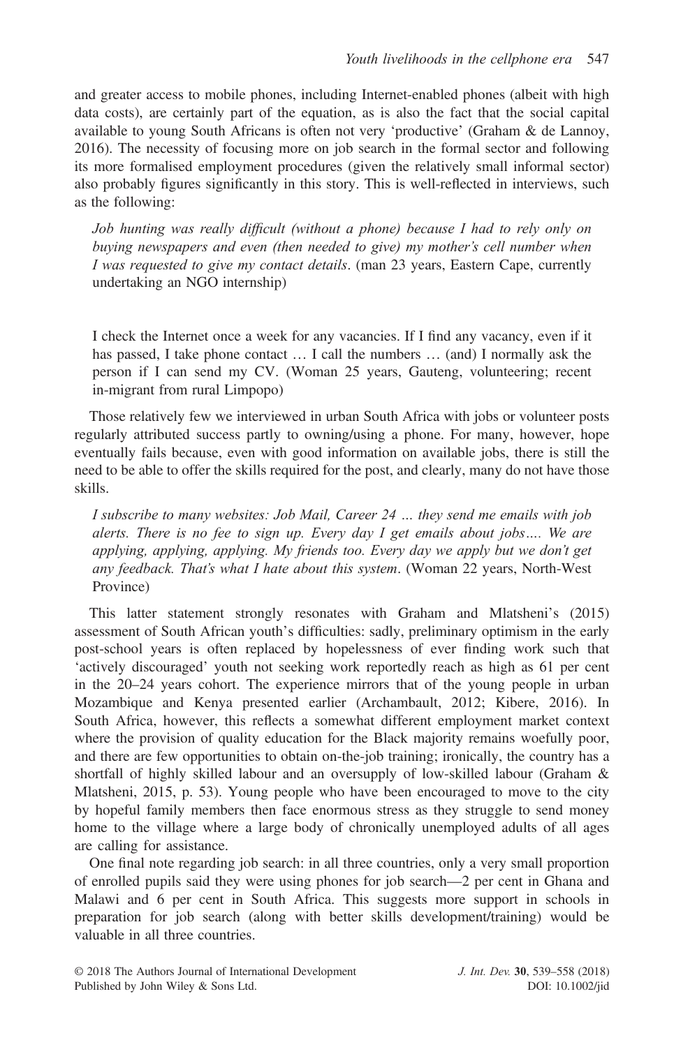and greater access to mobile phones, including Internet-enabled phones (albeit with high data costs), are certainly part of the equation, as is also the fact that the social capital available to young South Africans is often not very 'productive' (Graham & de Lannoy, 2016). The necessity of focusing more on job search in the formal sector and following its more formalised employment procedures (given the relatively small informal sector) also probably figures significantly in this story. This is well-reflected in interviews, such as the following:

> *Job hunting was really difficult (without a phone) because I had to rely only on buying newspapers and even (then needed to give) my mother's cell number when I was requested to give my contact details*. (man 23 years, Eastern Cape, currently undertaking an NGO internship)

> I check the Internet once a week for any vacancies. If I find any vacancy, even if it has passed, I take phone contact … I call the numbers … (and) I normally ask the person if I can send my CV. (Woman 25 years, Gauteng, volunteering; recent in-migrant from rural Limpopo)

Those relatively few we interviewed in urban South Africa with jobs or volunteer posts regularly attributed success partly to owning/using a phone. For many, however, hope eventually fails because, even with good information on available jobs, there is still the need to be able to offer the skills required for the post, and clearly, many do not have those skills.

> *I subscribe to many websites: Job Mail, Career 24 … they send me emails with job alerts. There is no fee to sign up. Every day I get emails about jobs…. We are applying, applying, applying. My friends too. Every day we apply but we don't get any feedback. That's what I hate about this system*. (Woman 22 years, North-West Province)

This latter statement strongly resonates with Graham and Mlatsheni's (2015) assessment of South African youth's difficulties: sadly, preliminary optimism in the early post-school years is often replaced by hopelessness of ever finding work such that 'actively discouraged' youth not seeking work reportedly reach as high as 61 per cent in the 20–24 years cohort. The experience mirrors that of the young people in urban Mozambique and Kenya presented earlier (Archambault, 2012; Kibere, 2016). In South Africa, however, this reflects a somewhat different employment market context where the provision of quality education for the Black majority remains woefully poor, and there are few opportunities to obtain on-the-job training; ironically, the country has a shortfall of highly skilled labour and an oversupply of low-skilled labour (Graham & Mlatsheni, 2015, p. 53). Young people who have been encouraged to move to the city by hopeful family members then face enormous stress as they struggle to send money home to the village where a large body of chronically unemployed adults of all ages are calling for assistance.

One final note regarding job search: in all three countries, only a very small proportion of enrolled pupils said they were using phones for job search—2 per cent in Ghana and Malawi and 6 per cent in South Africa. This suggests more support in schools in preparation for job search (along with better skills development/training) would be valuable in all three countries.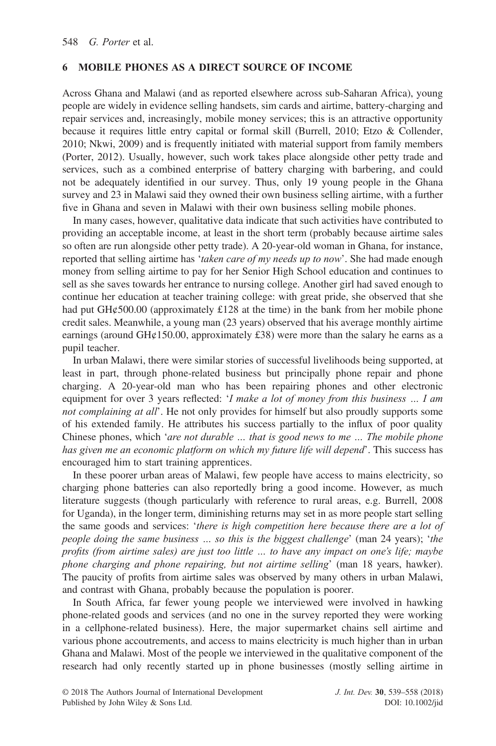## 6 MOBILE PHONES AS A DIRECT SOURCE OF INCOME

Across Ghana and Malawi (and as reported elsewhere across sub-Saharan Africa), young people are widely in evidence selling handsets, sim cards and airtime, battery-charging and repair services and, increasingly, mobile money services; this is an attractive opportunity because it requires little entry capital or formal skill (Burrell, 2010; Etzo & Collender, 2010; Nkwi, 2009) and is frequently initiated with material support from family members (Porter, 2012). Usually, however, such work takes place alongside other petty trade and services, such as a combined enterprise of battery charging with barbering, and could not be adequately identified in our survey. Thus, only 19 young people in the Ghana survey and 23 in Malawi said they owned their own business selling airtime, with a further five in Ghana and seven in Malawi with their own business selling mobile phones.

In many cases, however, qualitative data indicate that such activities have contributed to providing an acceptable income, at least in the short term (probably because airtime sales so often are run alongside other petty trade). A 20-year-old woman in Ghana, for instance, reported that selling airtime has '*taken care of my needs up to now*'. She had made enough money from selling airtime to pay for her Senior High School education and continues to sell as she saves towards her entrance to nursing college. Another girl had saved enough to continue her education at teacher training college: with great pride, she observed that she had put GH¢500.00 (approximately £128 at the time) in the bank from her mobile phone credit sales. Meanwhile, a young man (23 years) observed that his average monthly airtime earnings (around GH¢150.00, approximately £38) were more than the salary he earns as a pupil teacher.

In urban Malawi, there were similar stories of successful livelihoods being supported, at least in part, through phone-related business but principally phone repair and phone charging. A 20-year-old man who has been repairing phones and other electronic equipment for over 3 years reflected: '*I make a lot of money from this business … I am not complaining at all*'. He not only provides for himself but also proudly supports some of his extended family. He attributes his success partially to the influx of poor quality Chinese phones, which '*are not durable … that is good news to me … The mobile phone has given me an economic platform on which my future life will depend*'. This success has encouraged him to start training apprentices.

In these poorer urban areas of Malawi, few people have access to mains electricity, so charging phone batteries can also reportedly bring a good income. However, as much literature suggests (though particularly with reference to rural areas, e.g. Burrell, 2008 for Uganda), in the longer term, diminishing returns may set in as more people start selling the same goods and services: '*there is high competition here because there are a lot of people doing the same business … so this is the biggest challenge*' (man 24 years); '*the profits (from airtime sales) are just too little … to have any impact on one's life; maybe phone charging and phone repairing, but not airtime selling*' (man 18 years, hawker). The paucity of profits from airtime sales was observed by many others in urban Malawi, and contrast with Ghana, probably because the population is poorer.

In South Africa, far fewer young people we interviewed were involved in hawking phone-related goods and services (and no one in the survey reported they were working in a cellphone-related business). Here, the major supermarket chains sell airtime and various phone accoutrements, and access to mains electricity is much higher than in urban Ghana and Malawi. Most of the people we interviewed in the qualitative component of the research had only recently started up in phone businesses (mostly selling airtime in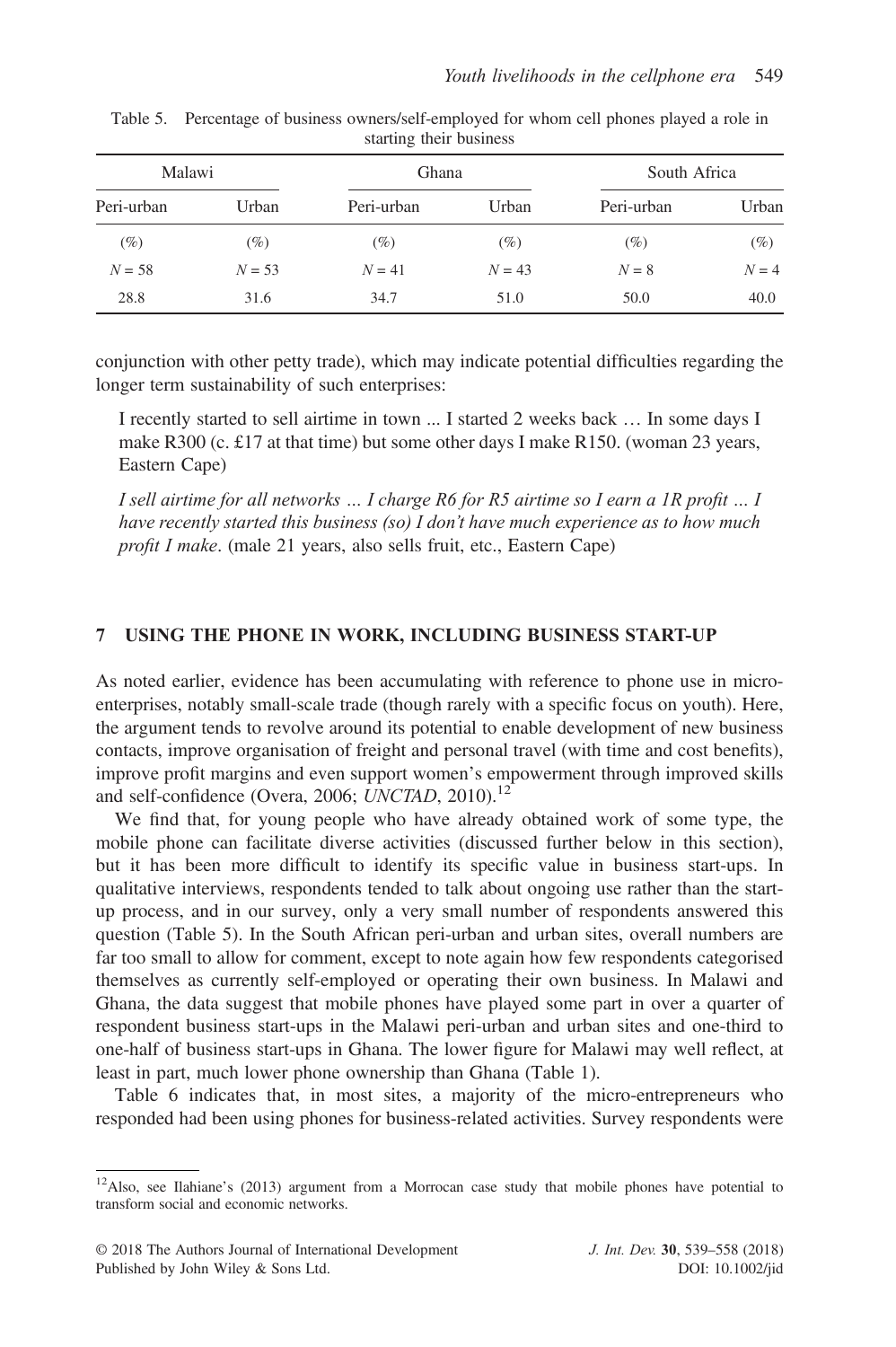Table 5. Percentage of business owners/self-employed for whom cell phones played a role in starting their business

| Malawi | | Ghana | | South Africa | |
|---|---|---|---|---|---|
| Peri-urban | Urban | Peri-urban | Urban | Peri-urban | Urban |
| (%) | (%) | (%) | (%) | (%) | (%) |
| $N = 58$ | $N = 53$ | $N = 41$ | $N = 43$ | $N = 8$ | $N = 4$ |
| 28.8 | 31.6 | 34.7 | 51.0 | 50.0 | 40.0 |

conjunction with other petty trade), which may indicate potential difficulties regarding the longer term sustainability of such enterprises:

> I recently started to sell airtime in town ... I started 2 weeks back … In some days I make R300 (c. £17 at that time) but some other days I make R150. (woman 23 years, Eastern Cape)

> *I sell airtime for all networks … I charge R6 for R5 airtime so I earn a 1R profit … I have recently started this business (so) I don't have much experience as to how much profit I make*. (male 21 years, also sells fruit, etc., Eastern Cape)

## 7 USING THE PHONE IN WORK, INCLUDING BUSINESS START-UP

As noted earlier, evidence has been accumulating with reference to phone use in micro-enterprises, notably small-scale trade (though rarely with a specific focus on youth). Here, the argument tends to revolve around its potential to enable development of new business contacts, improve organisation of freight and personal travel (with time and cost benefits), improve profit margins and even support women's empowerment through improved skills and self-confidence (Overa, 2006; *UNCTAD*, 2010).[12]

We find that, for young people who have already obtained work of some type, the mobile phone can facilitate diverse activities (discussed further below in this section), but it has been more difficult to identify its specific value in business start-ups. In qualitative interviews, respondents tended to talk about ongoing use rather than the start-up process, and in our survey, only a very small number of respondents answered this question (Table 5). In the South African peri-urban and urban sites, overall numbers are far too small to allow for comment, except to note again how few respondents categorised themselves as currently self-employed or operating their own business. In Malawi and Ghana, the data suggest that mobile phones have played some part in over a quarter of respondent business start-ups in the Malawi peri-urban and urban sites and one-third to one-half of business start-ups in Ghana. The lower figure for Malawi may well reflect, at least in part, much lower phone ownership than Ghana (Table 1).

Table 6 indicates that, in most sites, a majority of the micro-entrepreneurs who responded had been using phones for business-related activities. Survey respondents were

[12]Also, see Ilahiane's (2013) argument from a Morrocan case study that mobile phones have potential to transform social and economic networks.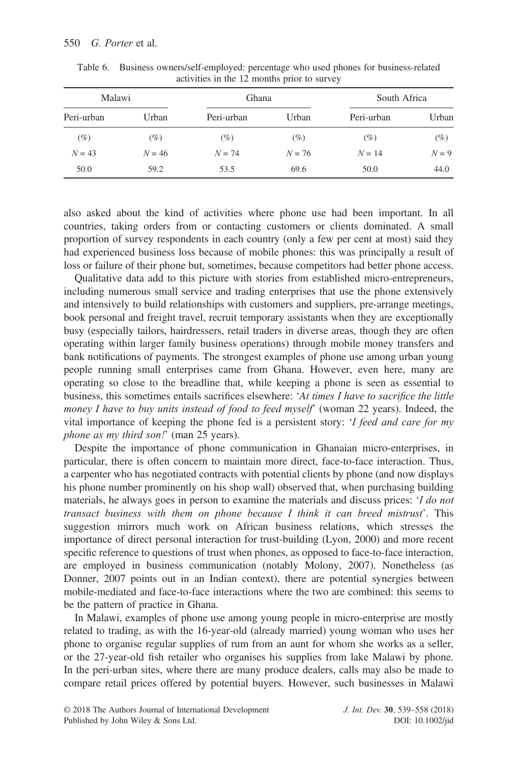Table 6. Business owners/self-employed: percentage who used phones for business-related activities in the 12 months prior to survey

| Malawi | | Ghana | | South Africa | |
|---|---|---|---|---|---|
| Peri-urban | Urban | Peri-urban | Urban | Peri-urban | Urban |
| (%) | (%) | (%) | (%) | (%) | (%) |
| $N = 43$ | $N = 46$ | $N = 74$ | $N = 76$ | $N = 14$ | $N = 9$ |
| 50.0 | 59.2 | 53.5 | 69.6 | 50.0 | 44.0 |

also asked about the kind of activities where phone use had been important. In all countries, taking orders from or contacting customers or clients dominated. A small proportion of survey respondents in each country (only a few per cent at most) said they had experienced business loss because of mobile phones: this was principally a result of loss or failure of their phone but, sometimes, because competitors had better phone access.

Qualitative data add to this picture with stories from established micro-entrepreneurs, including numerous small service and trading enterprises that use the phone extensively and intensively to build relationships with customers and suppliers, pre-arrange meetings, book personal and freight travel, recruit temporary assistants when they are exceptionally busy (especially tailors, hairdressers, retail traders in diverse areas, though they are often operating within larger family business operations) through mobile money transfers and bank notifications of payments. The strongest examples of phone use among urban young people running small enterprises came from Ghana. However, even here, many are operating so close to the breadline that, while keeping a phone is seen as essential to business, this sometimes entails sacrifices elsewhere: '*At times I have to sacrifice the little money I have to buy units instead of food to feed myself*' (woman 22 years). Indeed, the vital importance of keeping the phone fed is a persistent story: '*I feed and care for my phone as my third son!*' (man 25 years).

Despite the importance of phone communication in Ghanaian micro-enterprises, in particular, there is often concern to maintain more direct, face-to-face interaction. Thus, a carpenter who has negotiated contracts with potential clients by phone (and now displays his phone number prominently on his shop wall) observed that, when purchasing building materials, he always goes in person to examine the materials and discuss prices: '*I do not transact business with them on phone because I think it can breed mistrust*'. This suggestion mirrors much work on African business relations, which stresses the importance of direct personal interaction for trust-building (Lyon, 2000) and more recent specific reference to questions of trust when phones, as opposed to face-to-face interaction, are employed in business communication (notably Molony, 2007). Nonetheless (as Donner, 2007 points out in an Indian context), there are potential synergies between mobile-mediated and face-to-face interactions where the two are combined: this seems to be the pattern of practice in Ghana.

In Malawi, examples of phone use among young people in micro-enterprise are mostly related to trading, as with the 16-year-old (already married) young woman who uses her phone to organise regular supplies of rum from an aunt for whom she works as a seller, or the 27-year-old fish retailer who organises his supplies from lake Malawi by phone. In the peri-urban sites, where there are many produce dealers, calls may also be made to compare retail prices offered by potential buyers. However, such businesses in Malawi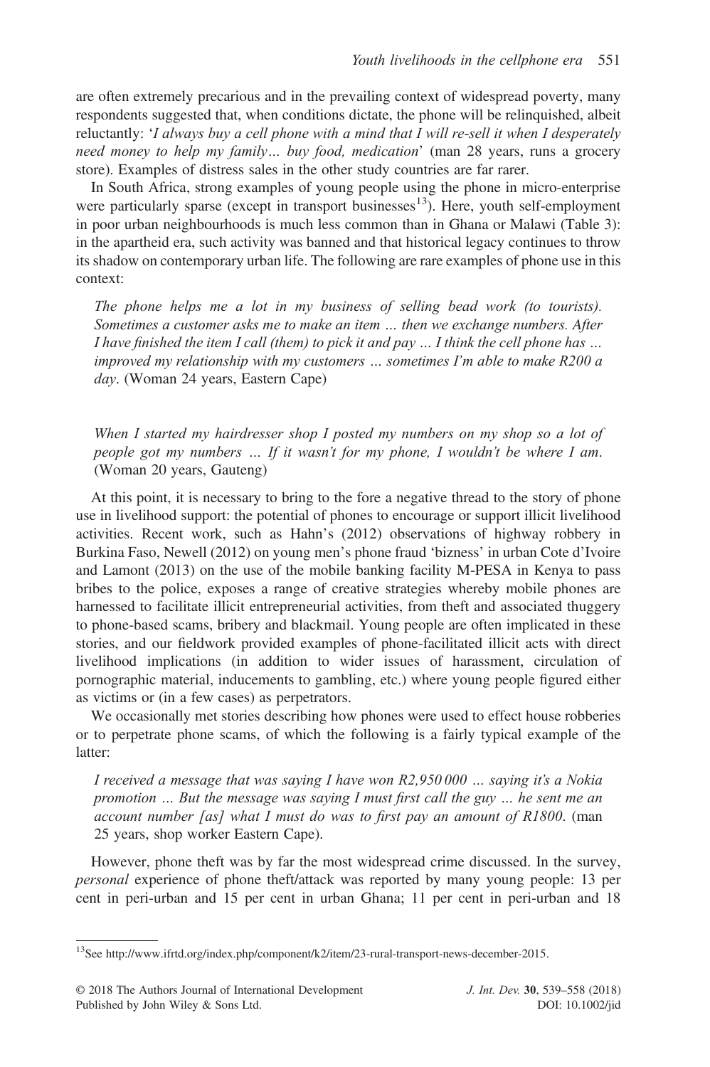are often extremely precarious and in the prevailing context of widespread poverty, many respondents suggested that, when conditions dictate, the phone will be relinquished, albeit reluctantly: '*I always buy a cell phone with a mind that I will re-sell it when I desperately need money to help my family… buy food, medication*' (man 28 years, runs a grocery store). Examples of distress sales in the other study countries are far rarer.

In South Africa, strong examples of young people using the phone in micro-enterprise were particularly sparse (except in transport businesses[13]). Here, youth self-employment in poor urban neighbourhoods is much less common than in Ghana or Malawi (Table 3): in the apartheid era, such activity was banned and that historical legacy continues to throw its shadow on contemporary urban life. The following are rare examples of phone use in this context:

> *The phone helps me a lot in my business of selling bead work (to tourists). Sometimes a customer asks me to make an item … then we exchange numbers. After I have finished the item I call (them) to pick it and pay … I think the cell phone has … improved my relationship with my customers … sometimes I'm able to make R200 a day*. (Woman 24 years, Eastern Cape)

> *When I started my hairdresser shop I posted my numbers on my shop so a lot of people got my numbers … If it wasn't for my phone, I wouldn't be where I am*. (Woman 20 years, Gauteng)

At this point, it is necessary to bring to the fore a negative thread to the story of phone use in livelihood support: the potential of phones to encourage or support illicit livelihood activities. Recent work, such as Hahn's (2012) observations of highway robbery in Burkina Faso, Newell (2012) on young men's phone fraud 'bizness' in urban Cote d'Ivoire and Lamont (2013) on the use of the mobile banking facility M-PESA in Kenya to pass bribes to the police, exposes a range of creative strategies whereby mobile phones are harnessed to facilitate illicit entrepreneurial activities, from theft and associated thuggery to phone-based scams, bribery and blackmail. Young people are often implicated in these stories, and our fieldwork provided examples of phone-facilitated illicit acts with direct livelihood implications (in addition to wider issues of harassment, circulation of pornographic material, inducements to gambling, etc.) where young people figured either as victims or (in a few cases) as perpetrators.

We occasionally met stories describing how phones were used to effect house robberies or to perpetrate phone scams, of which the following is a fairly typical example of the latter:

> *I received a message that was saying I have won R2,950 000 … saying it's a Nokia promotion … But the message was saying I must first call the guy … he sent me an account number [as] what I must do was to first pay an amount of R1800*. (man 25 years, shop worker Eastern Cape).

However, phone theft was by far the most widespread crime discussed. In the survey, *personal* experience of phone theft/attack was reported by many young people: 13 per cent in peri-urban and 15 per cent in urban Ghana; 11 per cent in peri-urban and 18

[13]See http://www.ifrtd.org/index.php/component/k2/item/23-rural-transport-news-december-2015.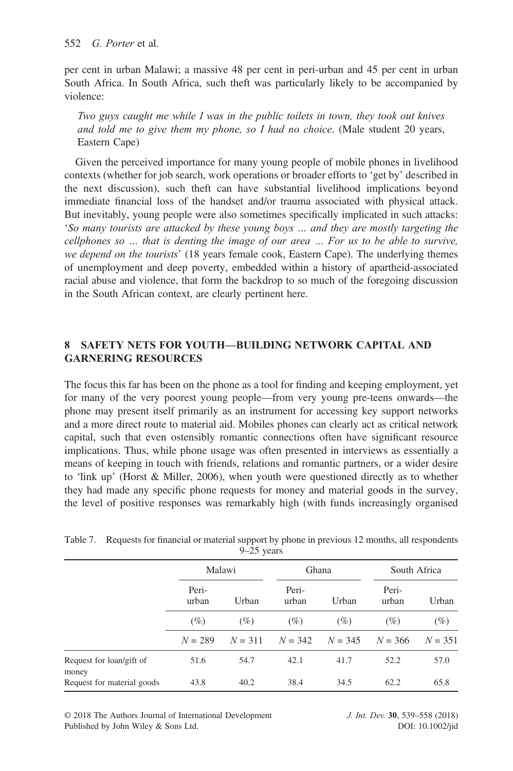per cent in urban Malawi; a massive 48 per cent in peri-urban and 45 per cent in urban South Africa. In South Africa, such theft was particularly likely to be accompanied by violence:

> *Two guys caught me while I was in the public toilets in town, they took out knives and told me to give them my phone, so I had no choice*. (Male student 20 years, Eastern Cape)

Given the perceived importance for many young people of mobile phones in livelihood contexts (whether for job search, work operations or broader efforts to 'get by' described in the next discussion), such theft can have substantial livelihood implications beyond immediate financial loss of the handset and/or trauma associated with physical attack. But inevitably, young people were also sometimes specifically implicated in such attacks: '*So many tourists are attacked by these young boys … and they are mostly targeting the cellphones so … that is denting the image of our area … For us to be able to survive, we depend on the tourists*' (18 years female cook, Eastern Cape). The underlying themes of unemployment and deep poverty, embedded within a history of apartheid-associated racial abuse and violence, that form the backdrop to so much of the foregoing discussion in the South African context, are clearly pertinent here.

## 8 SAFETY NETS FOR YOUTH—BUILDING NETWORK CAPITAL AND GARNERING RESOURCES

The focus this far has been on the phone as a tool for finding and keeping employment, yet for many of the very poorest young people—from very young pre-teens onwards—the phone may present itself primarily as an instrument for accessing key support networks and a more direct route to material aid. Mobiles phones can clearly act as critical network capital, such that even ostensibly romantic connections often have significant resource implications. Thus, while phone usage was often presented in interviews as essentially a means of keeping in touch with friends, relations and romantic partners, or a wider desire to 'link up' (Horst & Miller, 2006), when youth were questioned directly as to whether they had made any specific phone requests for money and material goods in the survey, the level of positive responses was remarkably high (with funds increasingly organised

Table 7. Requests for financial or material support by phone in previous 12 months, all respondents 9–25 years

| | Malawi | | Ghana | | South Africa | |
|---|---|---|---|---|---|---|
| | Peri-urban | Urban | Peri-urban | Urban | Peri-urban | Urban |
| | (%) | (%) | (%) | (%) | (%) | (%) |
| | $N$ = 289 | $N$ = 311 | $N$ = 342 | $N$ = 345 | $N$ = 366 | $N$ = 351 |
| Request for loan/gift of money | 51.6 | 54.7 | 42.1 | 41.7 | 52.2 | 57.0 |
| Request for material goods | 43.8 | 40.2 | 38.4 | 34.5 | 62.2 | 65.8 |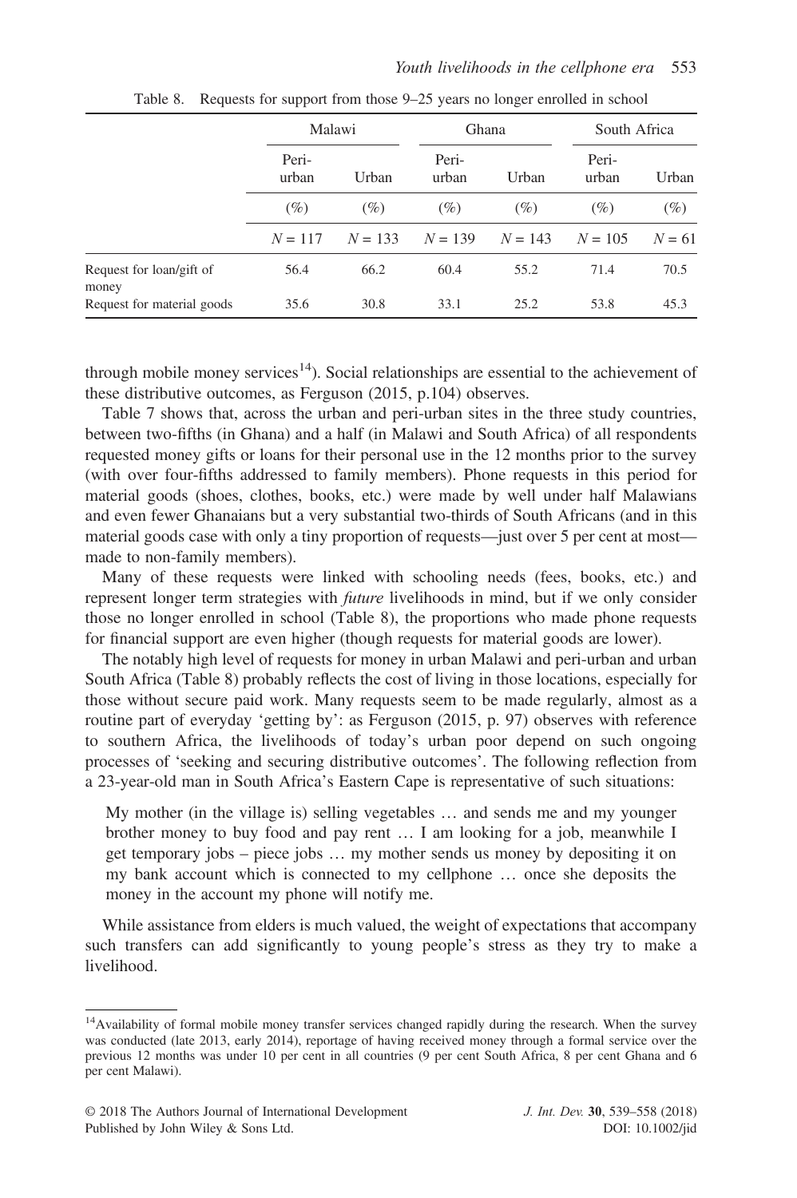Table 8. Requests for support from those 9–25 years no longer enrolled in school

| | Malawi | | Ghana | | South Africa | |
|---|---|---|---|---|---|---|
| | Peri-urban | Urban | Peri-urban | Urban | Peri-urban | Urban |
| | (%) | (%) | (%) | (%) | (%) | (%) |
| | N = 117 | N = 133 | N = 139 | N = 143 | N = 105 | N = 61 |
| Request for loan/gift of money | 56.4 | 66.2 | 60.4 | 55.2 | 71.4 | 70.5 |
| Request for material goods | 35.6 | 30.8 | 33.1 | 25.2 | 53.8 | 45.3 |

through mobile money services[14]). Social relationships are essential to the achievement of these distributive outcomes, as Ferguson (2015, p.104) observes.

Table 7 shows that, across the urban and peri-urban sites in the three study countries, between two-fifths (in Ghana) and a half (in Malawi and South Africa) of all respondents requested money gifts or loans for their personal use in the 12 months prior to the survey (with over four-fifths addressed to family members). Phone requests in this period for material goods (shoes, clothes, books, etc.) were made by well under half Malawians and even fewer Ghanaians but a very substantial two-thirds of South Africans (and in this material goods case with only a tiny proportion of requests—just over 5 per cent at most—made to non-family members).

Many of these requests were linked with schooling needs (fees, books, etc.) and represent longer term strategies with *future* livelihoods in mind, but if we only consider those no longer enrolled in school (Table 8), the proportions who made phone requests for financial support are even higher (though requests for material goods are lower).

The notably high level of requests for money in urban Malawi and peri-urban and urban South Africa (Table 8) probably reflects the cost of living in those locations, especially for those without secure paid work. Many requests seem to be made regularly, almost as a routine part of everyday 'getting by': as Ferguson (2015, p. 97) observes with reference to southern Africa, the livelihoods of today's urban poor depend on such ongoing processes of 'seeking and securing distributive outcomes'. The following reflection from a 23-year-old man in South Africa's Eastern Cape is representative of such situations:

> My mother (in the village is) selling vegetables … and sends me and my younger brother money to buy food and pay rent … I am looking for a job, meanwhile I get temporary jobs – piece jobs … my mother sends us money by depositing it on my bank account which is connected to my cellphone … once she deposits the money in the account my phone will notify me.

While assistance from elders is much valued, the weight of expectations that accompany such transfers can add significantly to young people's stress as they try to make a livelihood.

[14]Availability of formal mobile money transfer services changed rapidly during the research. When the survey was conducted (late 2013, early 2014), reportage of having received money through a formal service over the previous 12 months was under 10 per cent in all countries (9 per cent South Africa, 8 per cent Ghana and 6 per cent Malawi).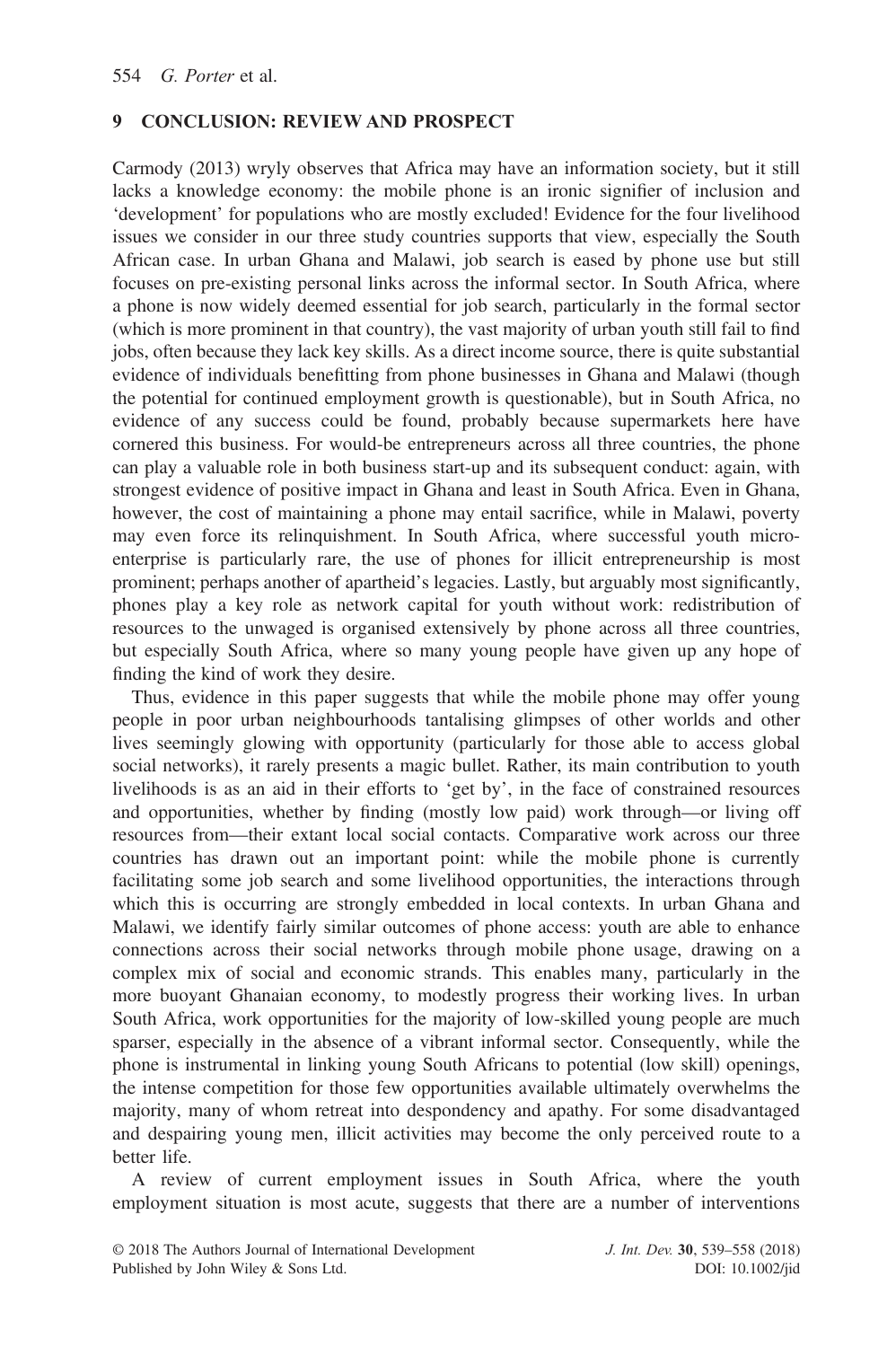## 9 CONCLUSION: REVIEW AND PROSPECT

Carmody (2013) wryly observes that Africa may have an information society, but it still lacks a knowledge economy: the mobile phone is an ironic signifier of inclusion and 'development' for populations who are mostly excluded! Evidence for the four livelihood issues we consider in our three study countries supports that view, especially the South African case. In urban Ghana and Malawi, job search is eased by phone use but still focuses on pre-existing personal links across the informal sector. In South Africa, where a phone is now widely deemed essential for job search, particularly in the formal sector (which is more prominent in that country), the vast majority of urban youth still fail to find jobs, often because they lack key skills. As a direct income source, there is quite substantial evidence of individuals benefitting from phone businesses in Ghana and Malawi (though the potential for continued employment growth is questionable), but in South Africa, no evidence of any success could be found, probably because supermarkets here have cornered this business. For would-be entrepreneurs across all three countries, the phone can play a valuable role in both business start-up and its subsequent conduct: again, with strongest evidence of positive impact in Ghana and least in South Africa. Even in Ghana, however, the cost of maintaining a phone may entail sacrifice, while in Malawi, poverty may even force its relinquishment. In South Africa, where successful youth micro-enterprise is particularly rare, the use of phones for illicit entrepreneurship is most prominent; perhaps another of apartheid's legacies. Lastly, but arguably most significantly, phones play a key role as network capital for youth without work: redistribution of resources to the unwaged is organised extensively by phone across all three countries, but especially South Africa, where so many young people have given up any hope of finding the kind of work they desire.

Thus, evidence in this paper suggests that while the mobile phone may offer young people in poor urban neighbourhoods tantalising glimpses of other worlds and other lives seemingly glowing with opportunity (particularly for those able to access global social networks), it rarely presents a magic bullet. Rather, its main contribution to youth livelihoods is as an aid in their efforts to 'get by', in the face of constrained resources and opportunities, whether by finding (mostly low paid) work through—or living off resources from—their extant local social contacts. Comparative work across our three countries has drawn out an important point: while the mobile phone is currently facilitating some job search and some livelihood opportunities, the interactions through which this is occurring are strongly embedded in local contexts. In urban Ghana and Malawi, we identify fairly similar outcomes of phone access: youth are able to enhance connections across their social networks through mobile phone usage, drawing on a complex mix of social and economic strands. This enables many, particularly in the more buoyant Ghanaian economy, to modestly progress their working lives. In urban South Africa, work opportunities for the majority of low-skilled young people are much sparser, especially in the absence of a vibrant informal sector. Consequently, while the phone is instrumental in linking young South Africans to potential (low skill) openings, the intense competition for those few opportunities available ultimately overwhelms the majority, many of whom retreat into despondency and apathy. For some disadvantaged and despairing young men, illicit activities may become the only perceived route to a better life.

A review of current employment issues in South Africa, where the youth employment situation is most acute, suggests that there are a number of interventions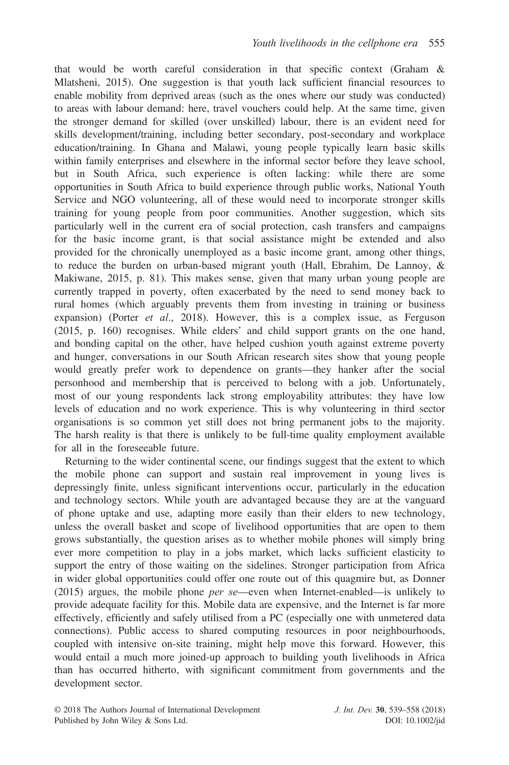that would be worth careful consideration in that specific context (Graham & Mlatsheni, 2015). One suggestion is that youth lack sufficient financial resources to enable mobility from deprived areas (such as the ones where our study was conducted) to areas with labour demand: here, travel vouchers could help. At the same time, given the stronger demand for skilled (over unskilled) labour, there is an evident need for skills development/training, including better secondary, post-secondary and workplace education/training. In Ghana and Malawi, young people typically learn basic skills within family enterprises and elsewhere in the informal sector before they leave school, but in South Africa, such experience is often lacking: while there are some opportunities in South Africa to build experience through public works, National Youth Service and NGO volunteering, all of these would need to incorporate stronger skills training for young people from poor communities. Another suggestion, which sits particularly well in the current era of social protection, cash transfers and campaigns for the basic income grant, is that social assistance might be extended and also provided for the chronically unemployed as a basic income grant, among other things, to reduce the burden on urban-based migrant youth (Hall, Ebrahim, De Lannoy, & Makiwane, 2015, p. 81). This makes sense, given that many urban young people are currently trapped in poverty, often exacerbated by the need to send money back to rural homes (which arguably prevents them from investing in training or business expansion) (Porter *et al*., 2018). However, this is a complex issue, as Ferguson (2015, p. 160) recognises. While elders' and child support grants on the one hand, and bonding capital on the other, have helped cushion youth against extreme poverty and hunger, conversations in our South African research sites show that young people would greatly prefer work to dependence on grants—they hanker after the social personhood and membership that is perceived to belong with a job. Unfortunately, most of our young respondents lack strong employability attributes: they have low levels of education and no work experience. This is why volunteering in third sector organisations is so common yet still does not bring permanent jobs to the majority. The harsh reality is that there is unlikely to be full-time quality employment available for all in the foreseeable future.

Returning to the wider continental scene, our findings suggest that the extent to which the mobile phone can support and sustain real improvement in young lives is depressingly finite, unless significant interventions occur, particularly in the education and technology sectors. While youth are advantaged because they are at the vanguard of phone uptake and use, adapting more easily than their elders to new technology, unless the overall basket and scope of livelihood opportunities that are open to them grows substantially, the question arises as to whether mobile phones will simply bring ever more competition to play in a jobs market, which lacks sufficient elasticity to support the entry of those waiting on the sidelines. Stronger participation from Africa in wider global opportunities could offer one route out of this quagmire but, as Donner (2015) argues, the mobile phone *per se*—even when Internet-enabled—is unlikely to provide adequate facility for this. Mobile data are expensive, and the Internet is far more effectively, efficiently and safely utilised from a PC (especially one with unmetered data connections). Public access to shared computing resources in poor neighbourhoods, coupled with intensive on-site training, might help move this forward. However, this would entail a much more joined-up approach to building youth livelihoods in Africa than has occurred hitherto, with significant commitment from governments and the development sector.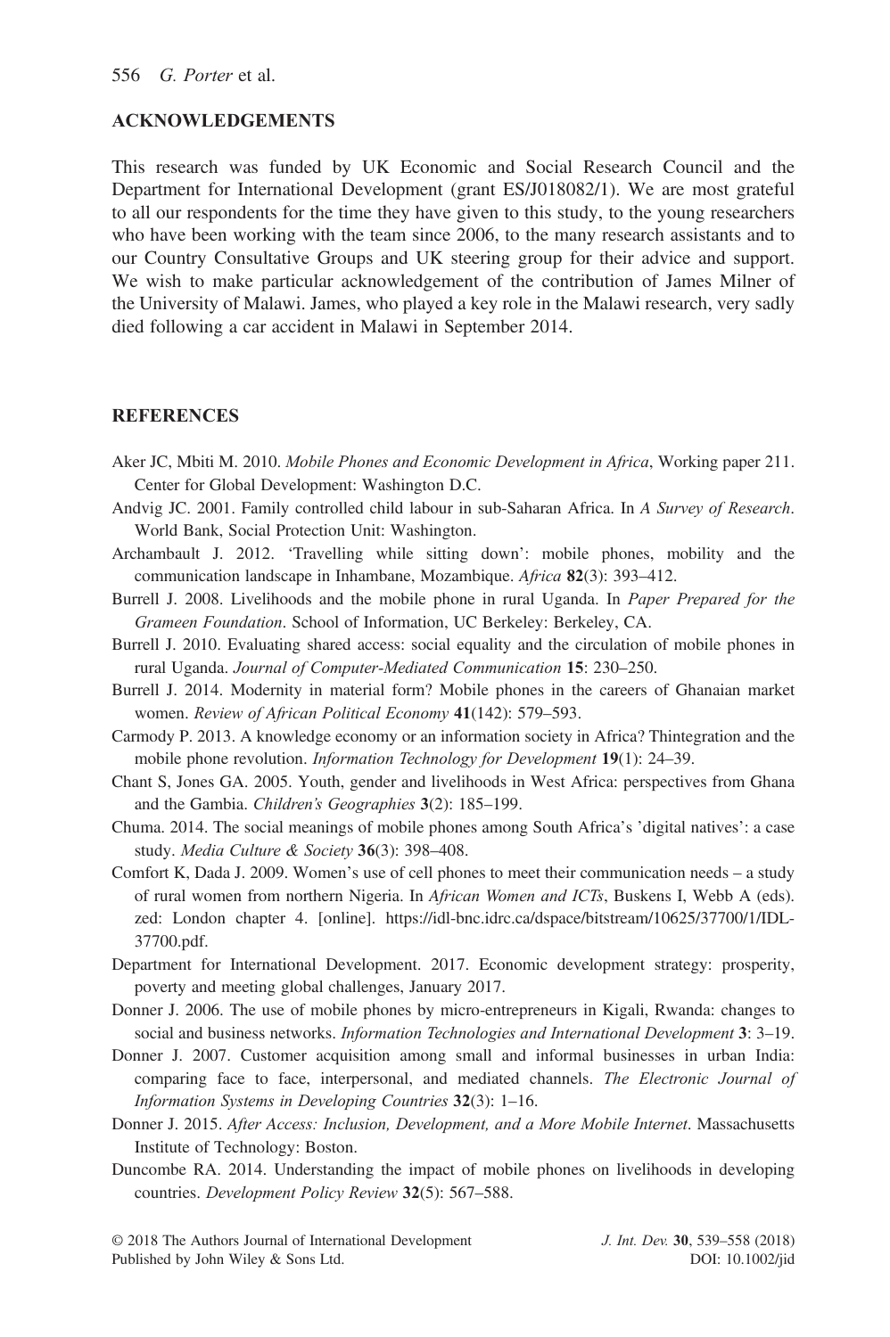## ACKNOWLEDGEMENTS

This research was funded by UK Economic and Social Research Council and the Department for International Development (grant ES/J018082/1). We are most grateful to all our respondents for the time they have given to this study, to the young researchers who have been working with the team since 2006, to the many research assistants and to our Country Consultative Groups and UK steering group for their advice and support. We wish to make particular acknowledgement of the contribution of James Milner of the University of Malawi. James, who played a key role in the Malawi research, very sadly died following a car accident in Malawi in September 2014.

## REFERENCES

Aker JC, Mbiti M. 2010. *Mobile Phones and Economic Development in Africa*, Working paper 211. Center for Global Development: Washington D.C.

Andvig JC. 2001. Family controlled child labour in sub-Saharan Africa. In *A Survey of Research*. World Bank, Social Protection Unit: Washington.

Archambault J. 2012. 'Travelling while sitting down': mobile phones, mobility and the communication landscape in Inhambane, Mozambique. *Africa* **82**(3): 393–412.

Burrell J. 2008. Livelihoods and the mobile phone in rural Uganda. In *Paper Prepared for the Grameen Foundation*. School of Information, UC Berkeley: Berkeley, CA.

Burrell J. 2010. Evaluating shared access: social equality and the circulation of mobile phones in rural Uganda. *Journal of Computer-Mediated Communication* **15**: 230–250.

Burrell J. 2014. Modernity in material form? Mobile phones in the careers of Ghanaian market women. *Review of African Political Economy* **41**(142): 579–593.

Carmody P. 2013. A knowledge economy or an information society in Africa? Thintegration and the mobile phone revolution. *Information Technology for Development* **19**(1): 24–39.

Chant S, Jones GA. 2005. Youth, gender and livelihoods in West Africa: perspectives from Ghana and the Gambia. *Children's Geographies* **3**(2): 185–199.

Chuma. 2014. The social meanings of mobile phones among South Africa's 'digital natives': a case study. *Media Culture & Society* **36**(3): 398–408.

Comfort K, Dada J. 2009. Women's use of cell phones to meet their communication needs – a study of rural women from northern Nigeria. In *African Women and ICTs*, Buskens I, Webb A (eds). zed: London chapter 4. [online]. https://idl-bnc.idrc.ca/dspace/bitstream/10625/37700/1/IDL-37700.pdf.

Department for International Development. 2017. Economic development strategy: prosperity, poverty and meeting global challenges, January 2017.

Donner J. 2006. The use of mobile phones by micro-entrepreneurs in Kigali, Rwanda: changes to social and business networks. *Information Technologies and International Development* **3**: 3–19.

Donner J. 2007. Customer acquisition among small and informal businesses in urban India: comparing face to face, interpersonal, and mediated channels. *The Electronic Journal of Information Systems in Developing Countries* **32**(3): 1–16.

Donner J. 2015. *After Access: Inclusion, Development, and a More Mobile Internet*. Massachusetts Institute of Technology: Boston.

Duncombe RA. 2014. Understanding the impact of mobile phones on livelihoods in developing countries. *Development Policy Review* **32**(5): 567–588.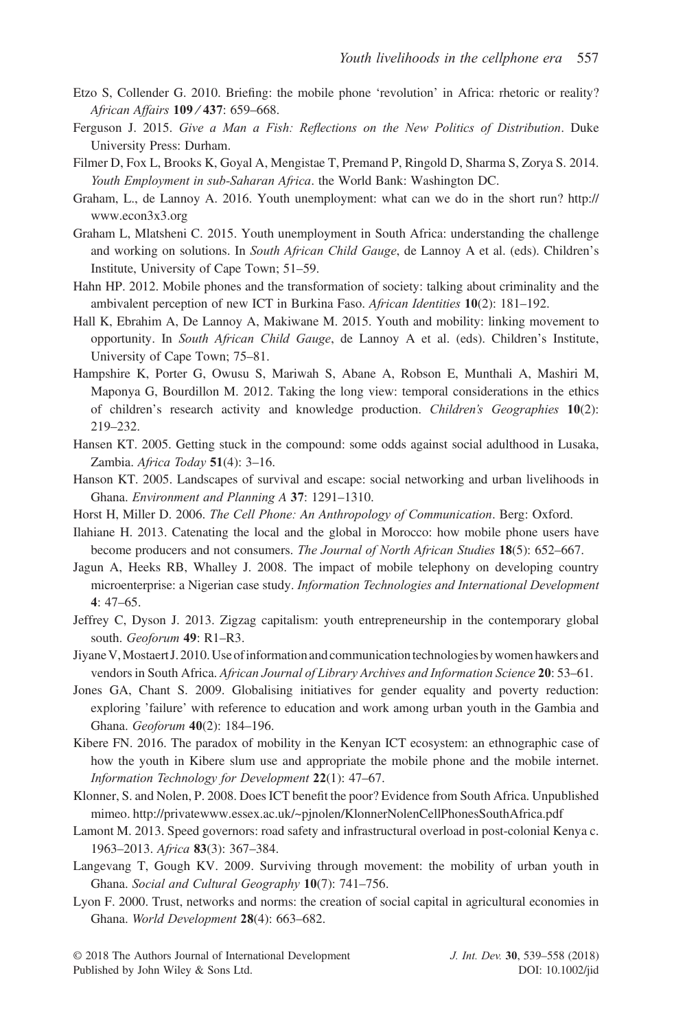Etzo S, Collender G. 2010. Briefing: the mobile phone 'revolution' in Africa: rhetoric or reality? *African Affairs* **109 / 437**: 659–668.

Ferguson J. 2015. *Give a Man a Fish: Reflections on the New Politics of Distribution*. Duke University Press: Durham.

Filmer D, Fox L, Brooks K, Goyal A, Mengistae T, Premand P, Ringold D, Sharma S, Zorya S. 2014. *Youth Employment in sub-Saharan Africa*. the World Bank: Washington DC.

Graham, L., de Lannoy A. 2016. Youth unemployment: what can we do in the short run? http://www.econ3x3.org

Graham L, Mlatsheni C. 2015. Youth unemployment in South Africa: understanding the challenge and working on solutions. In *South African Child Gauge*, de Lannoy A et al. (eds). Children's Institute, University of Cape Town; 51–59.

Hahn HP. 2012. Mobile phones and the transformation of society: talking about criminality and the ambivalent perception of new ICT in Burkina Faso. *African Identities* **10**(2): 181–192.

Hall K, Ebrahim A, De Lannoy A, Makiwane M. 2015. Youth and mobility: linking movement to opportunity. In *South African Child Gauge*, de Lannoy A et al. (eds). Children's Institute, University of Cape Town; 75–81.

Hampshire K, Porter G, Owusu S, Mariwah S, Abane A, Robson E, Munthali A, Mashiri M, Maponya G, Bourdillon M. 2012. Taking the long view: temporal considerations in the ethics of children's research activity and knowledge production. *Children's Geographies* **10**(2): 219–232.

Hansen KT. 2005. Getting stuck in the compound: some odds against social adulthood in Lusaka, Zambia. *Africa Today* **51**(4): 3–16.

Hanson KT. 2005. Landscapes of survival and escape: social networking and urban livelihoods in Ghana. *Environment and Planning A* **37**: 1291–1310.

Horst H, Miller D. 2006. *The Cell Phone: An Anthropology of Communication*. Berg: Oxford.

Ilahiane H. 2013. Catenating the local and the global in Morocco: how mobile phone users have become producers and not consumers. *The Journal of North African Studies* **18**(5): 652–667.

Jagun A, Heeks RB, Whalley J. 2008. The impact of mobile telephony on developing country microenterprise: a Nigerian case study. *Information Technologies and International Development* **4**: 47–65.

Jeffrey C, Dyson J. 2013. Zigzag capitalism: youth entrepreneurship in the contemporary global south. *Geoforum* **49**: R1–R3.

Jiyane V, Mostaert J. 2010. Use of information and communication technologies by women hawkers and vendors in South Africa. *African Journal of Library Archives and Information Science* **20**: 53–61.

Jones GA, Chant S. 2009. Globalising initiatives for gender equality and poverty reduction: exploring 'failure' with reference to education and work among urban youth in the Gambia and Ghana. *Geoforum* **40**(2): 184–196.

Kibere FN. 2016. The paradox of mobility in the Kenyan ICT ecosystem: an ethnographic case of how the youth in Kibere slum use and appropriate the mobile phone and the mobile internet. *Information Technology for Development* **22**(1): 47–67.

Klonner, S. and Nolen, P. 2008. Does ICT benefit the poor? Evidence from South Africa. Unpublished mimeo. http://privatewww.essex.ac.uk/~pjnolen/KlonnerNolenCellPhonesSouthAfrica.pdf

Lamont M. 2013. Speed governors: road safety and infrastructural overload in post-colonial Kenya c. 1963–2013. *Africa* **83**(3): 367–384.

Langevang T, Gough KV. 2009. Surviving through movement: the mobility of urban youth in Ghana. *Social and Cultural Geography* **10**(7): 741–756.

Lyon F. 2000. Trust, networks and norms: the creation of social capital in agricultural economies in Ghana. *World Development* **28**(4): 663–682.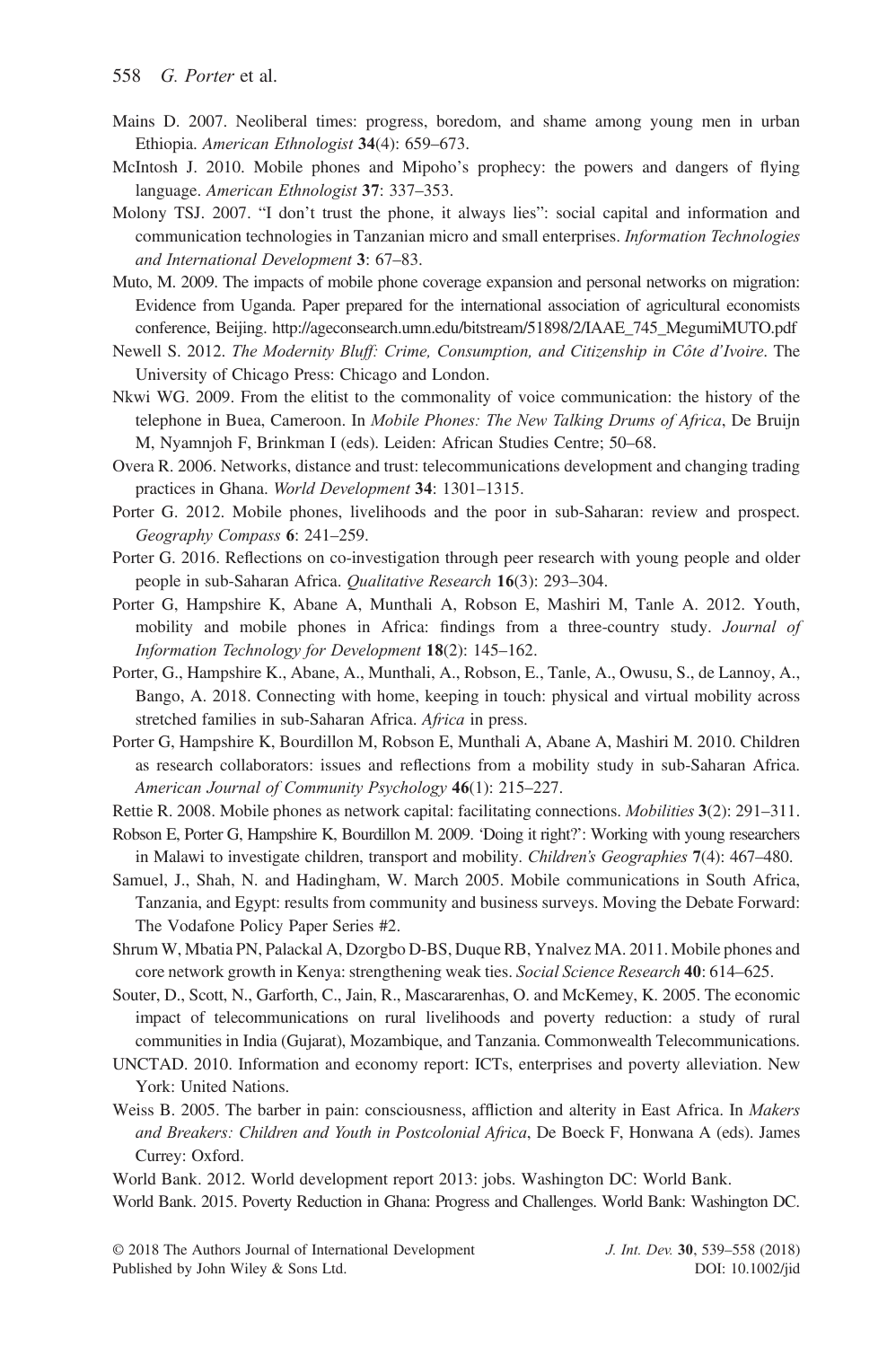Mains D. 2007. Neoliberal times: progress, boredom, and shame among young men in urban Ethiopia. *American Ethnologist* **34**(4): 659–673.

McIntosh J. 2010. Mobile phones and Mipoho's prophecy: the powers and dangers of flying language. *American Ethnologist* **37**: 337–353.

Molony TSJ. 2007. "I don't trust the phone, it always lies": social capital and information and communication technologies in Tanzanian micro and small enterprises. *Information Technologies and International Development* **3**: 67–83.

Muto, M. 2009. The impacts of mobile phone coverage expansion and personal networks on migration: Evidence from Uganda. Paper prepared for the international association of agricultural economists conference, Beijing. http://ageconsearch.umn.edu/bitstream/51898/2/IAAE_745_MegumiMUTO.pdf

Newell S. 2012. *The Modernity Bluff: Crime, Consumption, and Citizenship in Côte d'Ivoire*. The University of Chicago Press: Chicago and London.

Nkwi WG. 2009. From the elitist to the commonality of voice communication: the history of the telephone in Buea, Cameroon. In *Mobile Phones: The New Talking Drums of Africa*, De Bruijn M, Nyamnjoh F, Brinkman I (eds). Leiden: African Studies Centre; 50–68.

Overa R. 2006. Networks, distance and trust: telecommunications development and changing trading practices in Ghana. *World Development* **34**: 1301–1315.

Porter G. 2012. Mobile phones, livelihoods and the poor in sub-Saharan: review and prospect. *Geography Compass* **6**: 241–259.

Porter G. 2016. Reflections on co-investigation through peer research with young people and older people in sub-Saharan Africa. *Qualitative Research* **16**(3): 293–304.

Porter G, Hampshire K, Abane A, Munthali A, Robson E, Mashiri M, Tanle A. 2012. Youth, mobility and mobile phones in Africa: findings from a three-country study. *Journal of Information Technology for Development* **18**(2): 145–162.

Porter, G., Hampshire K., Abane, A., Munthali, A., Robson, E., Tanle, A., Owusu, S., de Lannoy, A., Bango, A. 2018. Connecting with home, keeping in touch: physical and virtual mobility across stretched families in sub-Saharan Africa. *Africa* in press.

Porter G, Hampshire K, Bourdillon M, Robson E, Munthali A, Abane A, Mashiri M. 2010. Children as research collaborators: issues and reflections from a mobility study in sub-Saharan Africa. *American Journal of Community Psychology* **46**(1): 215–227.

Rettie R. 2008. Mobile phones as network capital: facilitating connections. *Mobilities* **3**(2): 291–311.

Robson E, Porter G, Hampshire K, Bourdillon M. 2009. 'Doing it right?': Working with young researchers in Malawi to investigate children, transport and mobility. *Children's Geographies* **7**(4): 467–480.

Samuel, J., Shah, N. and Hadingham, W. March 2005. Mobile communications in South Africa, Tanzania, and Egypt: results from community and business surveys. Moving the Debate Forward: The Vodafone Policy Paper Series #2.

Shrum W, Mbatia PN, Palackal A, Dzorgbo D-BS, Duque RB, Ynalvez MA. 2011. Mobile phones and core network growth in Kenya: strengthening weak ties. *Social Science Research* **40**: 614–625.

Souter, D., Scott, N., Garforth, C., Jain, R., Mascararenhas, O. and McKemey, K. 2005. The economic impact of telecommunications on rural livelihoods and poverty reduction: a study of rural communities in India (Gujarat), Mozambique, and Tanzania. Commonwealth Telecommunications.

UNCTAD. 2010. Information and economy report: ICTs, enterprises and poverty alleviation. New York: United Nations.

Weiss B. 2005. The barber in pain: consciousness, affliction and alterity in East Africa. In *Makers and Breakers: Children and Youth in Postcolonial Africa*, De Boeck F, Honwana A (eds). James Currey: Oxford.

World Bank. 2012. World development report 2013: jobs. Washington DC: World Bank.

World Bank. 2015. Poverty Reduction in Ghana: Progress and Challenges. World Bank: Washington DC.